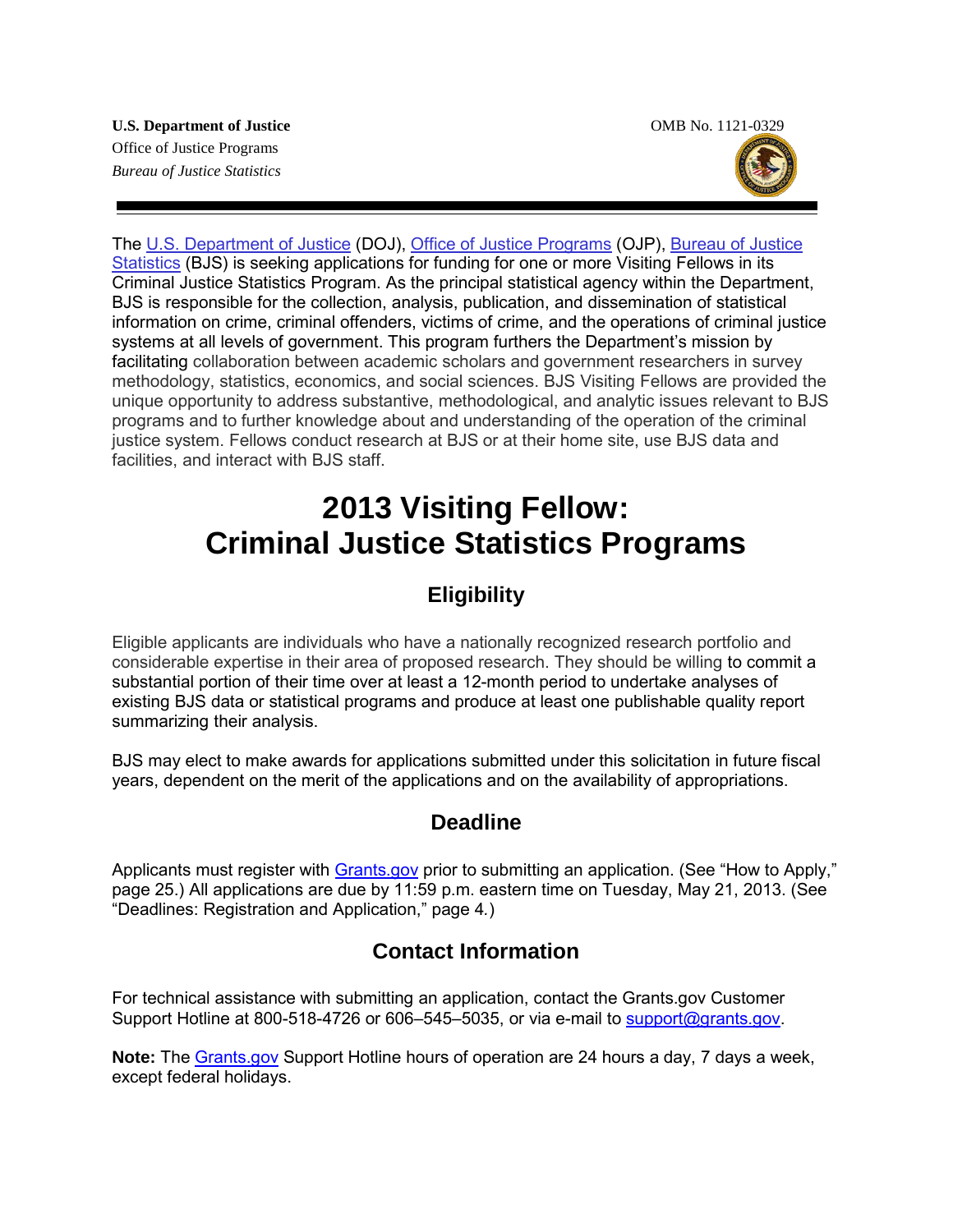**U.S. Department of Justice**
Office of Justice Programs
*Bureau of Justice Statistics*

OMB No. 1121-0329

The U.S. Department of Justice (DOJ), Office of Justice Programs (OJP), Bureau of Justice Statistics (BJS) is seeking applications for funding for one or more Visiting Fellows in its Criminal Justice Statistics Program. As the principal statistical agency within the Department, BJS is responsible for the collection, analysis, publication, and dissemination of statistical information on crime, criminal offenders, victims of crime, and the operations of criminal justice systems at all levels of government. This program furthers the Department's mission by facilitating collaboration between academic scholars and government researchers in survey methodology, statistics, economics, and social sciences. BJS Visiting Fellows are provided the unique opportunity to address substantive, methodological, and analytic issues relevant to BJS programs and to further knowledge about and understanding of the operation of the criminal justice system. Fellows conduct research at BJS or at their home site, use BJS data and facilities, and interact with BJS staff.

# 2013 Visiting Fellow: Criminal Justice Statistics Programs

## Eligibility

Eligible applicants are individuals who have a nationally recognized research portfolio and considerable expertise in their area of proposed research. They should be willing to commit a substantial portion of their time over at least a 12-month period to undertake analyses of existing BJS data or statistical programs and produce at least one publishable quality report summarizing their analysis.

BJS may elect to make awards for applications submitted under this solicitation in future fiscal years, dependent on the merit of the applications and on the availability of appropriations.

## Deadline

Applicants must register with Grants.gov prior to submitting an application. (See "How to Apply," page 25.) All applications are due by 11:59 p.m. eastern time on Tuesday, May 21, 2013. (See "Deadlines: Registration and Application," page 4.)

## Contact Information

For technical assistance with submitting an application, contact the Grants.gov Customer Support Hotline at 800-518-4726 or 606–545–5035, or via e-mail to support@grants.gov.

**Note:** The Grants.gov Support Hotline hours of operation are 24 hours a day, 7 days a week, except federal holidays.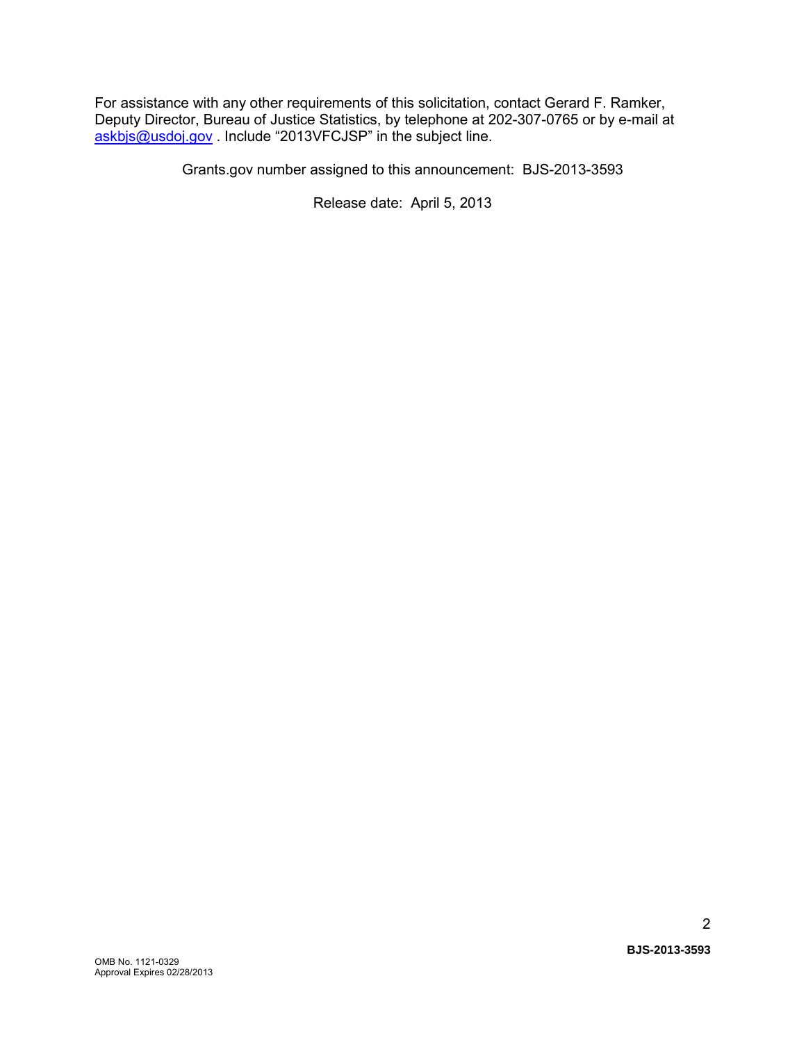For assistance with any other requirements of this solicitation, contact Gerard F. Ramker, Deputy Director, Bureau of Justice Statistics, by telephone at 202-307-0765 or by e-mail at askbjs@usdoj.gov . Include "2013VFCJSP" in the subject line.

Grants.gov number assigned to this announcement: BJS-2013-3593

Release date: April 5, 2013

OMB No. 1121-0329
Approval Expires 02/28/2013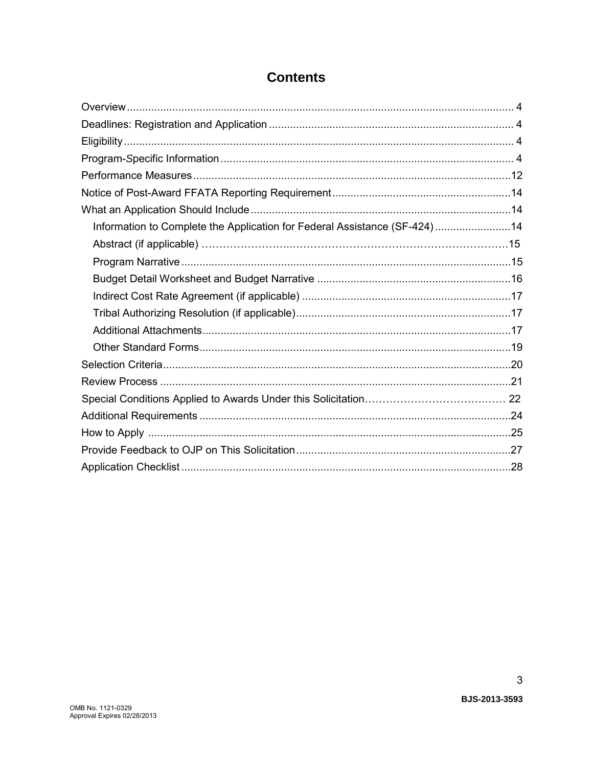# Contents

- Overview ... 4
- Deadlines: Registration and Application ... 4
- Eligibility ... 4
- Program-Specific Information ... 4
- Performance Measures ... 12
- Notice of Post-Award FFATA Reporting Requirement ... 14
- What an Application Should Include ... 14
  - Information to Complete the Application for Federal Assistance (SF-424) ... 14
  - Abstract (if applicable) ... 15
  - Program Narrative ... 15
  - Budget Detail Worksheet and Budget Narrative ... 16
  - Indirect Cost Rate Agreement (if applicable) ... 17
  - Tribal Authorizing Resolution (if applicable) ... 17
  - Additional Attachments ... 17
  - Other Standard Forms ... 19
- Selection Criteria ... 20
- Review Process ... 21
- Special Conditions Applied to Awards Under this Solicitation ... 22
- Additional Requirements ... 24
- How to Apply ... 25
- Provide Feedback to OJP on This Solicitation ... 27
- Application Checklist ... 28

BJS-2013-3593

OMB No. 1121-0329
Approval Expires 02/28/2013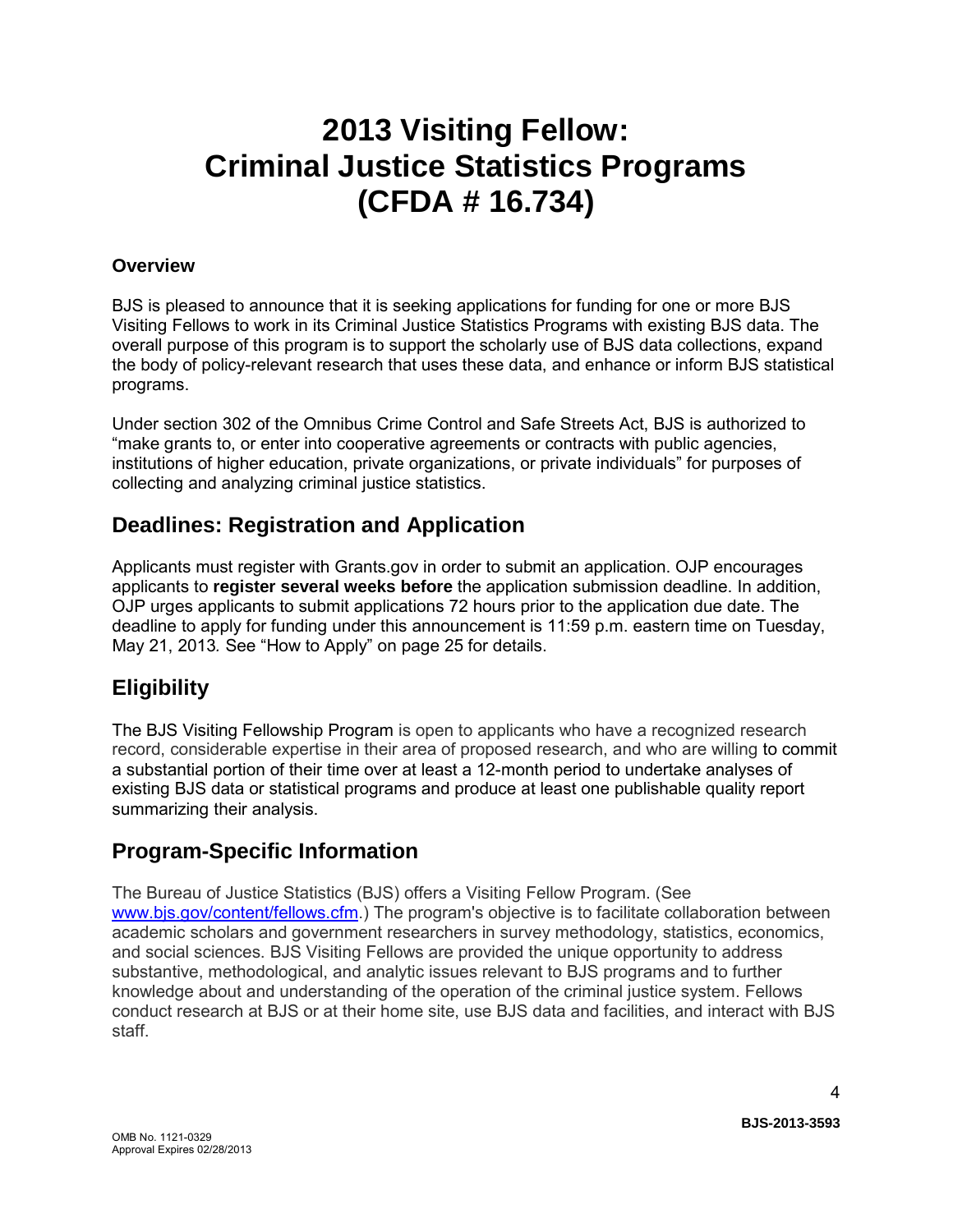# 2013 Visiting Fellow: Criminal Justice Statistics Programs (CFDA # 16.734)

### Overview

BJS is pleased to announce that it is seeking applications for funding for one or more BJS Visiting Fellows to work in its Criminal Justice Statistics Programs with existing BJS data. The overall purpose of this program is to support the scholarly use of BJS data collections, expand the body of policy-relevant research that uses these data, and enhance or inform BJS statistical programs.

Under section 302 of the Omnibus Crime Control and Safe Streets Act, BJS is authorized to "make grants to, or enter into cooperative agreements or contracts with public agencies, institutions of higher education, private organizations, or private individuals" for purposes of collecting and analyzing criminal justice statistics.

## Deadlines: Registration and Application

Applicants must register with Grants.gov in order to submit an application. OJP encourages applicants to **register several weeks before** the application submission deadline. In addition, OJP urges applicants to submit applications 72 hours prior to the application due date. The deadline to apply for funding under this announcement is 11:59 p.m. eastern time on Tuesday, May 21, 2013*.* See "How to Apply" on page 25 for details.

## Eligibility

The BJS Visiting Fellowship Program is open to applicants who have a recognized research record, considerable expertise in their area of proposed research, and who are willing to commit a substantial portion of their time over at least a 12-month period to undertake analyses of existing BJS data or statistical programs and produce at least one publishable quality report summarizing their analysis.

## Program-Specific Information

The Bureau of Justice Statistics (BJS) offers a Visiting Fellow Program. (See [www.bjs.gov/content/fellows.cfm](www.bjs.gov/content/fellows.cfm).) The program's objective is to facilitate collaboration between academic scholars and government researchers in survey methodology, statistics, economics, and social sciences. BJS Visiting Fellows are provided the unique opportunity to address substantive, methodological, and analytic issues relevant to BJS programs and to further knowledge about and understanding of the operation of the criminal justice system. Fellows conduct research at BJS or at their home site, use BJS data and facilities, and interact with BJS staff.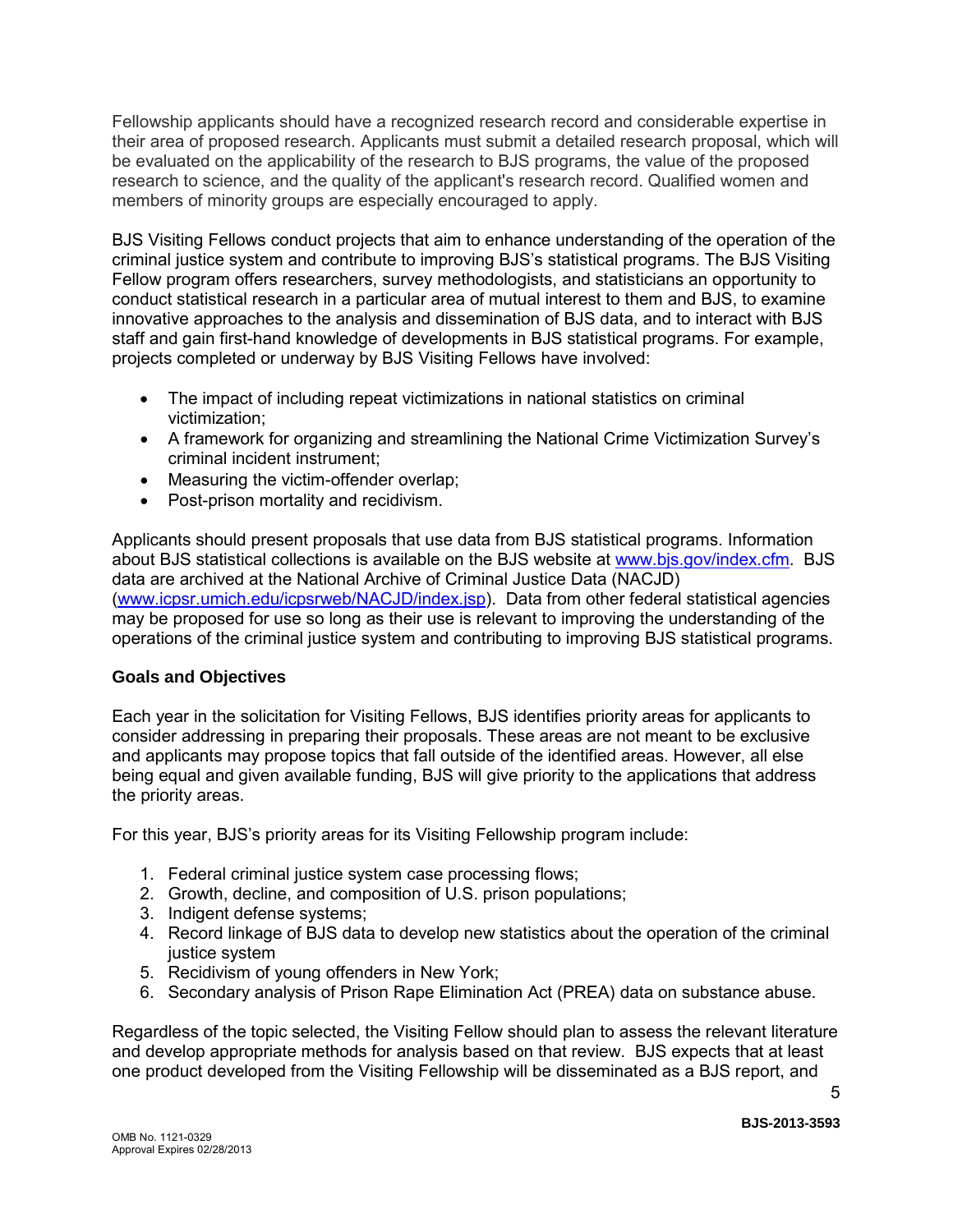Fellowship applicants should have a recognized research record and considerable expertise in their area of proposed research. Applicants must submit a detailed research proposal, which will be evaluated on the applicability of the research to BJS programs, the value of the proposed research to science, and the quality of the applicant's research record. Qualified women and members of minority groups are especially encouraged to apply.

BJS Visiting Fellows conduct projects that aim to enhance understanding of the operation of the criminal justice system and contribute to improving BJS's statistical programs. The BJS Visiting Fellow program offers researchers, survey methodologists, and statisticians an opportunity to conduct statistical research in a particular area of mutual interest to them and BJS, to examine innovative approaches to the analysis and dissemination of BJS data, and to interact with BJS staff and gain first-hand knowledge of developments in BJS statistical programs. For example, projects completed or underway by BJS Visiting Fellows have involved:

- The impact of including repeat victimizations in national statistics on criminal victimization;
- A framework for organizing and streamlining the National Crime Victimization Survey's criminal incident instrument;
- Measuring the victim-offender overlap;
- Post-prison mortality and recidivism.

Applicants should present proposals that use data from BJS statistical programs. Information about BJS statistical collections is available on the BJS website at [www.bjs.gov/index.cfm](www.bjs.gov/index.cfm). BJS data are archived at the National Archive of Criminal Justice Data (NACJD) ([www.icpsr.umich.edu/icpsrweb/NACJD/index.jsp](www.icpsr.umich.edu/icpsrweb/NACJD/index.jsp)). Data from other federal statistical agencies may be proposed for use so long as their use is relevant to improving the understanding of the operations of the criminal justice system and contributing to improving BJS statistical programs.

**Goals and Objectives**

Each year in the solicitation for Visiting Fellows, BJS identifies priority areas for applicants to consider addressing in preparing their proposals. These areas are not meant to be exclusive and applicants may propose topics that fall outside of the identified areas. However, all else being equal and given available funding, BJS will give priority to the applications that address the priority areas.

For this year, BJS's priority areas for its Visiting Fellowship program include:

1. Federal criminal justice system case processing flows;
2. Growth, decline, and composition of U.S. prison populations;
3. Indigent defense systems;
4. Record linkage of BJS data to develop new statistics about the operation of the criminal justice system
5. Recidivism of young offenders in New York;
6. Secondary analysis of Prison Rape Elimination Act (PREA) data on substance abuse.

Regardless of the topic selected, the Visiting Fellow should plan to assess the relevant literature and develop appropriate methods for analysis based on that review. BJS expects that at least one product developed from the Visiting Fellowship will be disseminated as a BJS report, and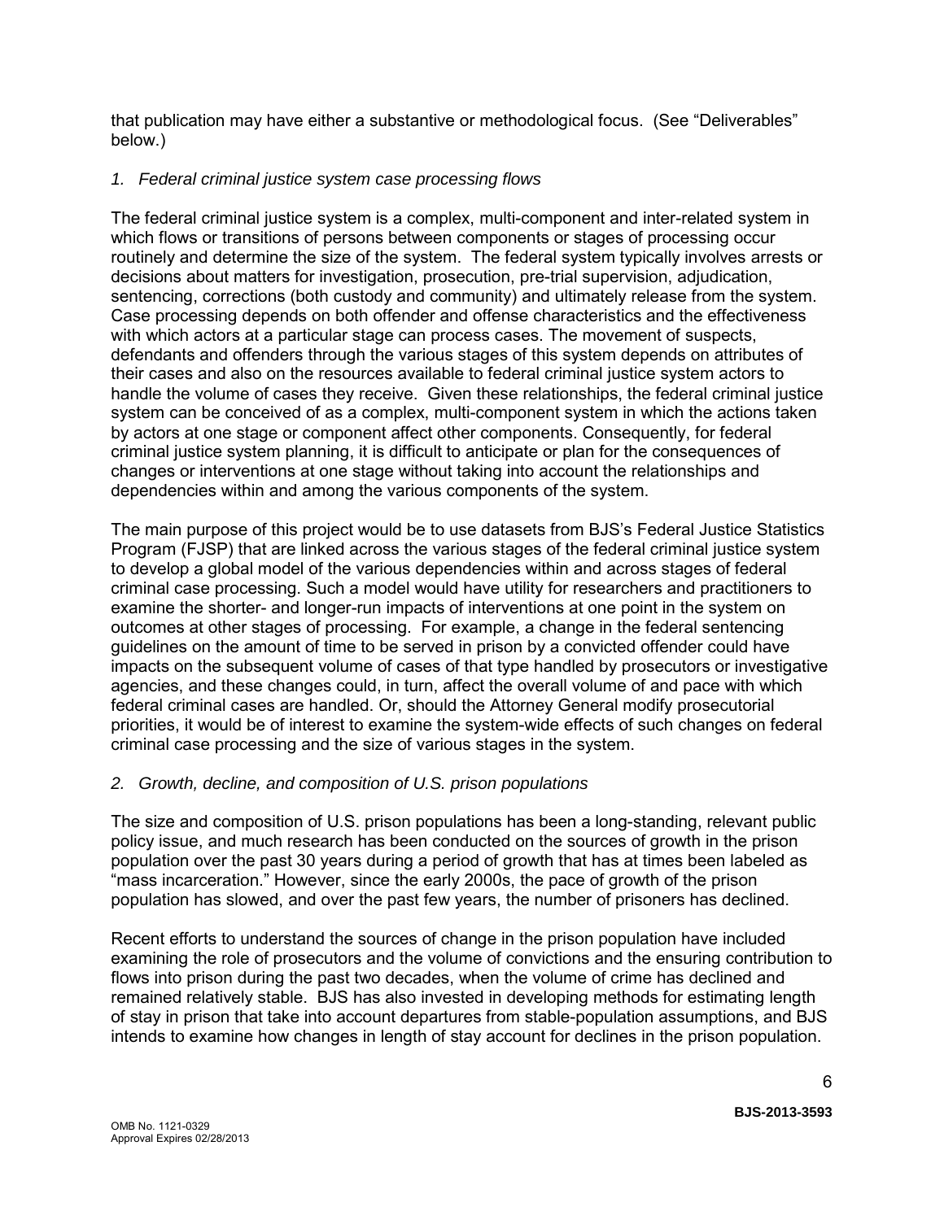that publication may have either a substantive or methodological focus. (See "Deliverables" below.)

*1. Federal criminal justice system case processing flows*

The federal criminal justice system is a complex, multi-component and inter-related system in which flows or transitions of persons between components or stages of processing occur routinely and determine the size of the system. The federal system typically involves arrests or decisions about matters for investigation, prosecution, pre-trial supervision, adjudication, sentencing, corrections (both custody and community) and ultimately release from the system. Case processing depends on both offender and offense characteristics and the effectiveness with which actors at a particular stage can process cases. The movement of suspects, defendants and offenders through the various stages of this system depends on attributes of their cases and also on the resources available to federal criminal justice system actors to handle the volume of cases they receive. Given these relationships, the federal criminal justice system can be conceived of as a complex, multi-component system in which the actions taken by actors at one stage or component affect other components. Consequently, for federal criminal justice system planning, it is difficult to anticipate or plan for the consequences of changes or interventions at one stage without taking into account the relationships and dependencies within and among the various components of the system.

The main purpose of this project would be to use datasets from BJS's Federal Justice Statistics Program (FJSP) that are linked across the various stages of the federal criminal justice system to develop a global model of the various dependencies within and across stages of federal criminal case processing. Such a model would have utility for researchers and practitioners to examine the shorter- and longer-run impacts of interventions at one point in the system on outcomes at other stages of processing. For example, a change in the federal sentencing guidelines on the amount of time to be served in prison by a convicted offender could have impacts on the subsequent volume of cases of that type handled by prosecutors or investigative agencies, and these changes could, in turn, affect the overall volume of and pace with which federal criminal cases are handled. Or, should the Attorney General modify prosecutorial priorities, it would be of interest to examine the system-wide effects of such changes on federal criminal case processing and the size of various stages in the system.

*2. Growth, decline, and composition of U.S. prison populations*

The size and composition of U.S. prison populations has been a long-standing, relevant public policy issue, and much research has been conducted on the sources of growth in the prison population over the past 30 years during a period of growth that has at times been labeled as "mass incarceration." However, since the early 2000s, the pace of growth of the prison population has slowed, and over the past few years, the number of prisoners has declined.

Recent efforts to understand the sources of change in the prison population have included examining the role of prosecutors and the volume of convictions and the ensuring contribution to flows into prison during the past two decades, when the volume of crime has declined and remained relatively stable. BJS has also invested in developing methods for estimating length of stay in prison that take into account departures from stable-population assumptions, and BJS intends to examine how changes in length of stay account for declines in the prison population.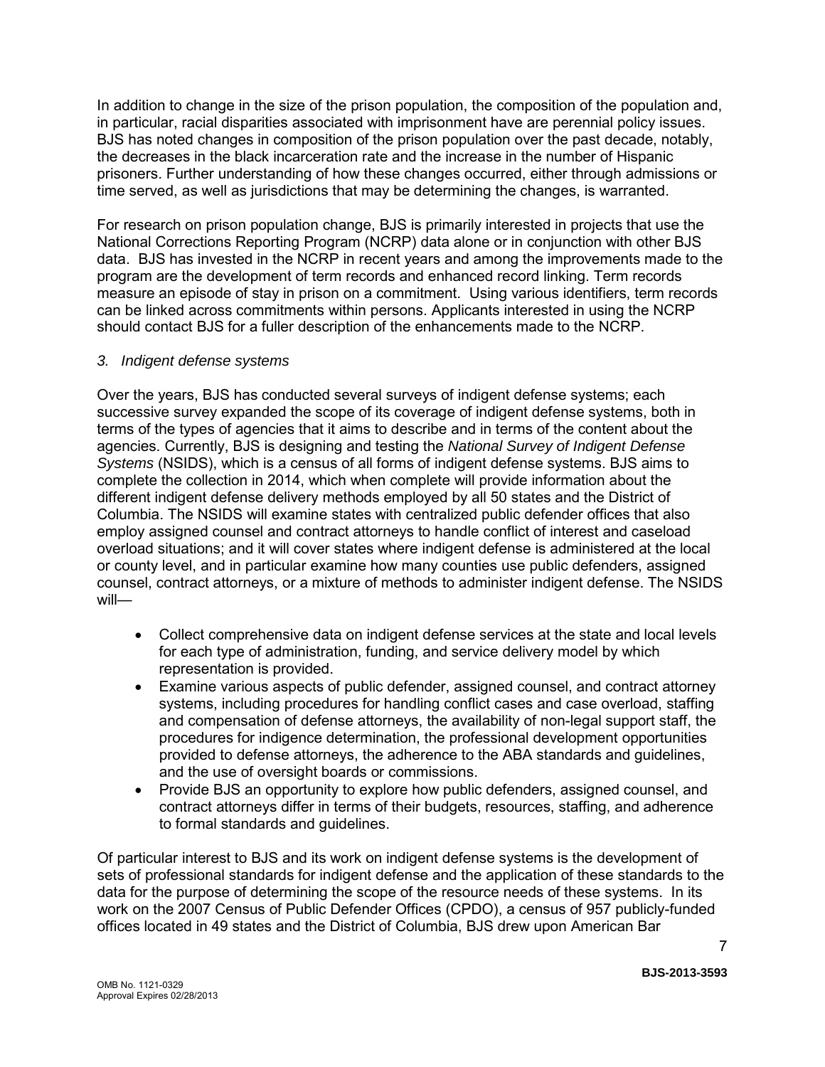In addition to change in the size of the prison population, the composition of the population and, in particular, racial disparities associated with imprisonment have are perennial policy issues. BJS has noted changes in composition of the prison population over the past decade, notably, the decreases in the black incarceration rate and the increase in the number of Hispanic prisoners. Further understanding of how these changes occurred, either through admissions or time served, as well as jurisdictions that may be determining the changes, is warranted.

For research on prison population change, BJS is primarily interested in projects that use the National Corrections Reporting Program (NCRP) data alone or in conjunction with other BJS data. BJS has invested in the NCRP in recent years and among the improvements made to the program are the development of term records and enhanced record linking. Term records measure an episode of stay in prison on a commitment. Using various identifiers, term records can be linked across commitments within persons. Applicants interested in using the NCRP should contact BJS for a fuller description of the enhancements made to the NCRP.

*3. Indigent defense systems*

Over the years, BJS has conducted several surveys of indigent defense systems; each successive survey expanded the scope of its coverage of indigent defense systems, both in terms of the types of agencies that it aims to describe and in terms of the content about the agencies. Currently, BJS is designing and testing the *National Survey of Indigent Defense Systems* (NSIDS), which is a census of all forms of indigent defense systems. BJS aims to complete the collection in 2014, which when complete will provide information about the different indigent defense delivery methods employed by all 50 states and the District of Columbia. The NSIDS will examine states with centralized public defender offices that also employ assigned counsel and contract attorneys to handle conflict of interest and caseload overload situations; and it will cover states where indigent defense is administered at the local or county level, and in particular examine how many counties use public defenders, assigned counsel, contract attorneys, or a mixture of methods to administer indigent defense. The NSIDS will—

- Collect comprehensive data on indigent defense services at the state and local levels for each type of administration, funding, and service delivery model by which representation is provided.
- Examine various aspects of public defender, assigned counsel, and contract attorney systems, including procedures for handling conflict cases and case overload, staffing and compensation of defense attorneys, the availability of non-legal support staff, the procedures for indigence determination, the professional development opportunities provided to defense attorneys, the adherence to the ABA standards and guidelines, and the use of oversight boards or commissions.
- Provide BJS an opportunity to explore how public defenders, assigned counsel, and contract attorneys differ in terms of their budgets, resources, staffing, and adherence to formal standards and guidelines.

Of particular interest to BJS and its work on indigent defense systems is the development of sets of professional standards for indigent defense and the application of these standards to the data for the purpose of determining the scope of the resource needs of these systems. In its work on the 2007 Census of Public Defender Offices (CPDO), a census of 957 publicly-funded offices located in 49 states and the District of Columbia, BJS drew upon American Bar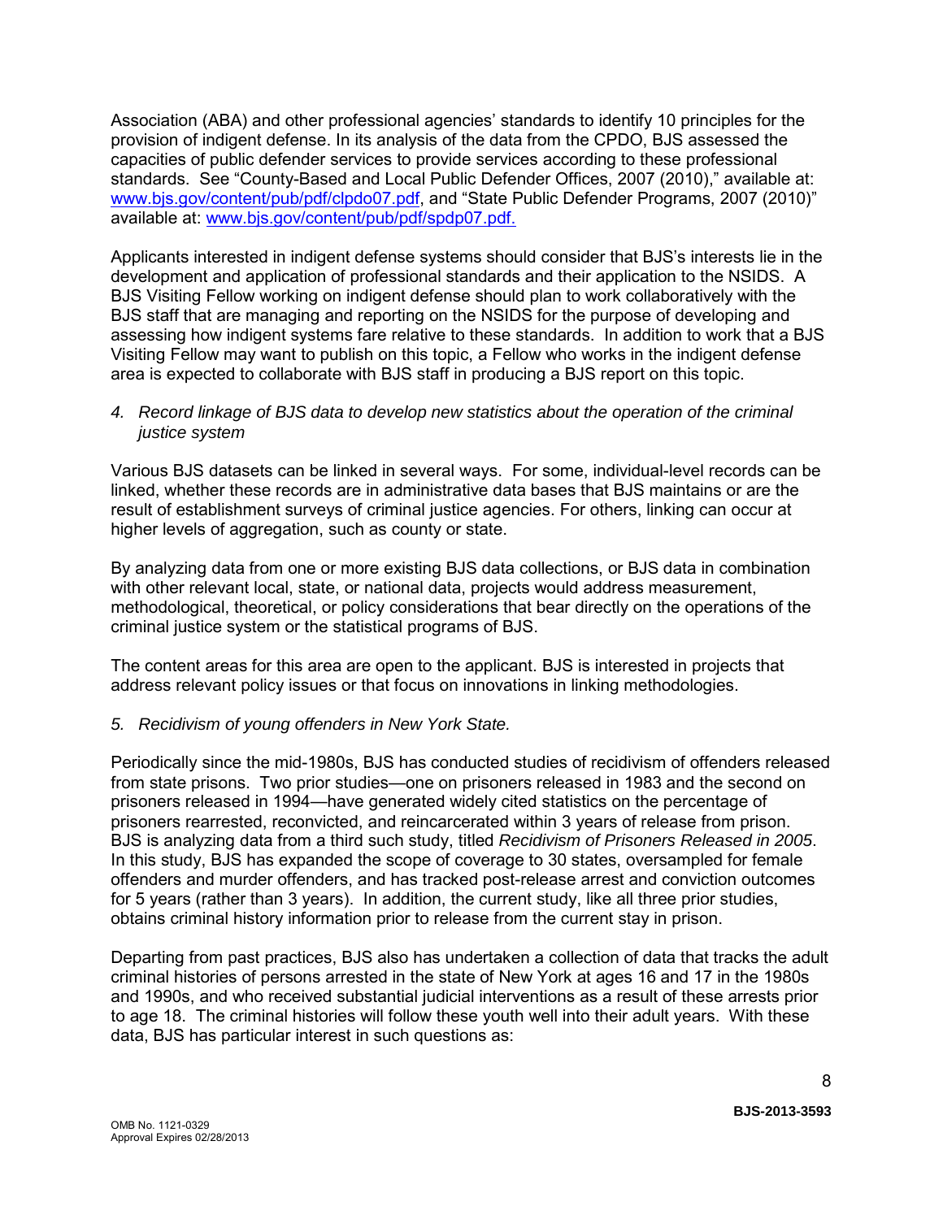Association (ABA) and other professional agencies' standards to identify 10 principles for the provision of indigent defense. In its analysis of the data from the CPDO, BJS assessed the capacities of public defender services to provide services according to these professional standards. See "County-Based and Local Public Defender Offices, 2007 (2010)," available at: [www.bjs.gov/content/pub/pdf/clpdo07.pdf](www.bjs.gov/content/pub/pdf/clpdo07.pdf), and "State Public Defender Programs, 2007 (2010)" available at: [www.bjs.gov/content/pub/pdf/spdp07.pdf.](www.bjs.gov/content/pub/pdf/spdp07.pdf)

Applicants interested in indigent defense systems should consider that BJS's interests lie in the development and application of professional standards and their application to the NSIDS. A BJS Visiting Fellow working on indigent defense should plan to work collaboratively with the BJS staff that are managing and reporting on the NSIDS for the purpose of developing and assessing how indigent systems fare relative to these standards. In addition to work that a BJS Visiting Fellow may want to publish on this topic, a Fellow who works in the indigent defense area is expected to collaborate with BJS staff in producing a BJS report on this topic.

*4. Record linkage of BJS data to develop new statistics about the operation of the criminal justice system*

Various BJS datasets can be linked in several ways. For some, individual-level records can be linked, whether these records are in administrative data bases that BJS maintains or are the result of establishment surveys of criminal justice agencies. For others, linking can occur at higher levels of aggregation, such as county or state.

By analyzing data from one or more existing BJS data collections, or BJS data in combination with other relevant local, state, or national data, projects would address measurement, methodological, theoretical, or policy considerations that bear directly on the operations of the criminal justice system or the statistical programs of BJS.

The content areas for this area are open to the applicant. BJS is interested in projects that address relevant policy issues or that focus on innovations in linking methodologies.

*5. Recidivism of young offenders in New York State.*

Periodically since the mid-1980s, BJS has conducted studies of recidivism of offenders released from state prisons. Two prior studies—one on prisoners released in 1983 and the second on prisoners released in 1994—have generated widely cited statistics on the percentage of prisoners rearrested, reconvicted, and reincarcerated within 3 years of release from prison. BJS is analyzing data from a third such study, titled *Recidivism of Prisoners Released in 2005*. In this study, BJS has expanded the scope of coverage to 30 states, oversampled for female offenders and murder offenders, and has tracked post-release arrest and conviction outcomes for 5 years (rather than 3 years). In addition, the current study, like all three prior studies, obtains criminal history information prior to release from the current stay in prison.

Departing from past practices, BJS also has undertaken a collection of data that tracks the adult criminal histories of persons arrested in the state of New York at ages 16 and 17 in the 1980s and 1990s, and who received substantial judicial interventions as a result of these arrests prior to age 18. The criminal histories will follow these youth well into their adult years. With these data, BJS has particular interest in such questions as: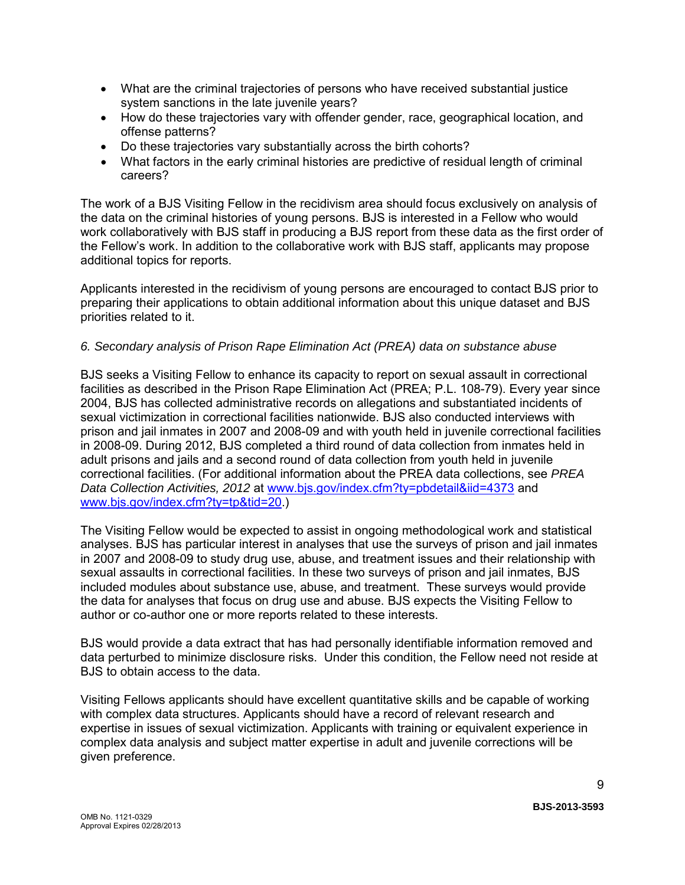- What are the criminal trajectories of persons who have received substantial justice system sanctions in the late juvenile years?
- How do these trajectories vary with offender gender, race, geographical location, and offense patterns?
- Do these trajectories vary substantially across the birth cohorts?
- What factors in the early criminal histories are predictive of residual length of criminal careers?

The work of a BJS Visiting Fellow in the recidivism area should focus exclusively on analysis of the data on the criminal histories of young persons. BJS is interested in a Fellow who would work collaboratively with BJS staff in producing a BJS report from these data as the first order of the Fellow's work. In addition to the collaborative work with BJS staff, applicants may propose additional topics for reports.

Applicants interested in the recidivism of young persons are encouraged to contact BJS prior to preparing their applications to obtain additional information about this unique dataset and BJS priorities related to it.

*6. Secondary analysis of Prison Rape Elimination Act (PREA) data on substance abuse*

BJS seeks a Visiting Fellow to enhance its capacity to report on sexual assault in correctional facilities as described in the Prison Rape Elimination Act (PREA; P.L. 108-79). Every year since 2004, BJS has collected administrative records on allegations and substantiated incidents of sexual victimization in correctional facilities nationwide. BJS also conducted interviews with prison and jail inmates in 2007 and 2008-09 and with youth held in juvenile correctional facilities in 2008-09. During 2012, BJS completed a third round of data collection from inmates held in adult prisons and jails and a second round of data collection from youth held in juvenile correctional facilities. (For additional information about the PREA data collections, see *PREA Data Collection Activities, 2012* at [www.bjs.gov/index.cfm?ty=pbdetail&iid=4373](www.bjs.gov/index.cfm?ty=pbdetail&iid=4373) and [www.bjs.gov/index.cfm?ty=tp&tid=20](www.bjs.gov/index.cfm?ty=tp&tid=20).)

The Visiting Fellow would be expected to assist in ongoing methodological work and statistical analyses. BJS has particular interest in analyses that use the surveys of prison and jail inmates in 2007 and 2008-09 to study drug use, abuse, and treatment issues and their relationship with sexual assaults in correctional facilities. In these two surveys of prison and jail inmates, BJS included modules about substance use, abuse, and treatment. These surveys would provide the data for analyses that focus on drug use and abuse. BJS expects the Visiting Fellow to author or co-author one or more reports related to these interests.

BJS would provide a data extract that has had personally identifiable information removed and data perturbed to minimize disclosure risks. Under this condition, the Fellow need not reside at BJS to obtain access to the data.

Visiting Fellows applicants should have excellent quantitative skills and be capable of working with complex data structures. Applicants should have a record of relevant research and expertise in issues of sexual victimization. Applicants with training or equivalent experience in complex data analysis and subject matter expertise in adult and juvenile corrections will be given preference.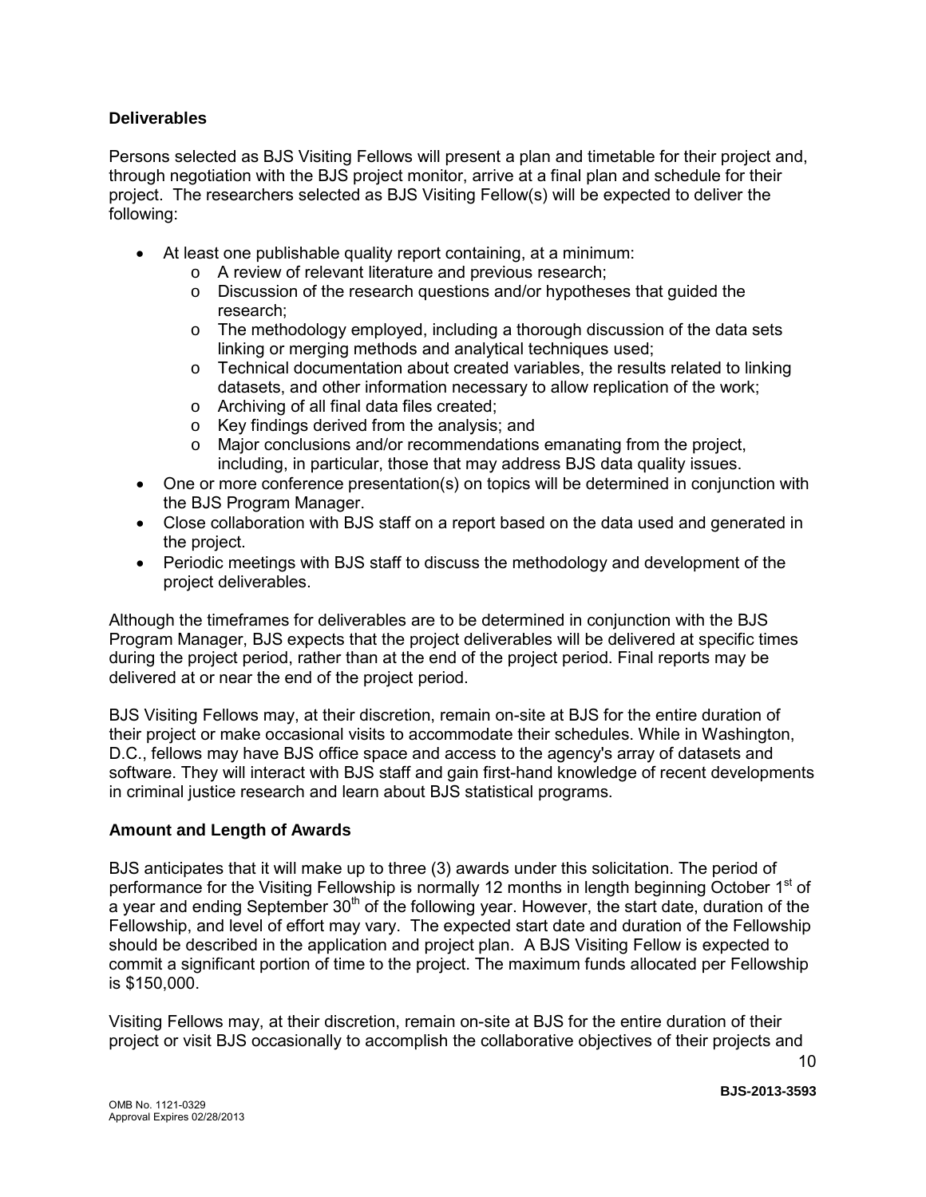### Deliverables

Persons selected as BJS Visiting Fellows will present a plan and timetable for their project and, through negotiation with the BJS project monitor, arrive at a final plan and schedule for their project. The researchers selected as BJS Visiting Fellow(s) will be expected to deliver the following:

- At least one publishable quality report containing, at a minimum:
  - A review of relevant literature and previous research;
  - Discussion of the research questions and/or hypotheses that guided the research;
  - The methodology employed, including a thorough discussion of the data sets linking or merging methods and analytical techniques used;
  - Technical documentation about created variables, the results related to linking datasets, and other information necessary to allow replication of the work;
  - Archiving of all final data files created;
  - Key findings derived from the analysis; and
  - Major conclusions and/or recommendations emanating from the project, including, in particular, those that may address BJS data quality issues.
- One or more conference presentation(s) on topics will be determined in conjunction with the BJS Program Manager.
- Close collaboration with BJS staff on a report based on the data used and generated in the project.
- Periodic meetings with BJS staff to discuss the methodology and development of the project deliverables.

Although the timeframes for deliverables are to be determined in conjunction with the BJS Program Manager, BJS expects that the project deliverables will be delivered at specific times during the project period, rather than at the end of the project period. Final reports may be delivered at or near the end of the project period.

BJS Visiting Fellows may, at their discretion, remain on-site at BJS for the entire duration of their project or make occasional visits to accommodate their schedules. While in Washington, D.C., fellows may have BJS office space and access to the agency's array of datasets and software. They will interact with BJS staff and gain first-hand knowledge of recent developments in criminal justice research and learn about BJS statistical programs.

### Amount and Length of Awards

BJS anticipates that it will make up to three (3) awards under this solicitation. The period of performance for the Visiting Fellowship is normally 12 months in length beginning October 1st of a year and ending September 30th of the following year. However, the start date, duration of the Fellowship, and level of effort may vary. The expected start date and duration of the Fellowship should be described in the application and project plan. A BJS Visiting Fellow is expected to commit a significant portion of time to the project. The maximum funds allocated per Fellowship is $150,000.

Visiting Fellows may, at their discretion, remain on-site at BJS for the entire duration of their project or visit BJS occasionally to accomplish the collaborative objectives of their projects and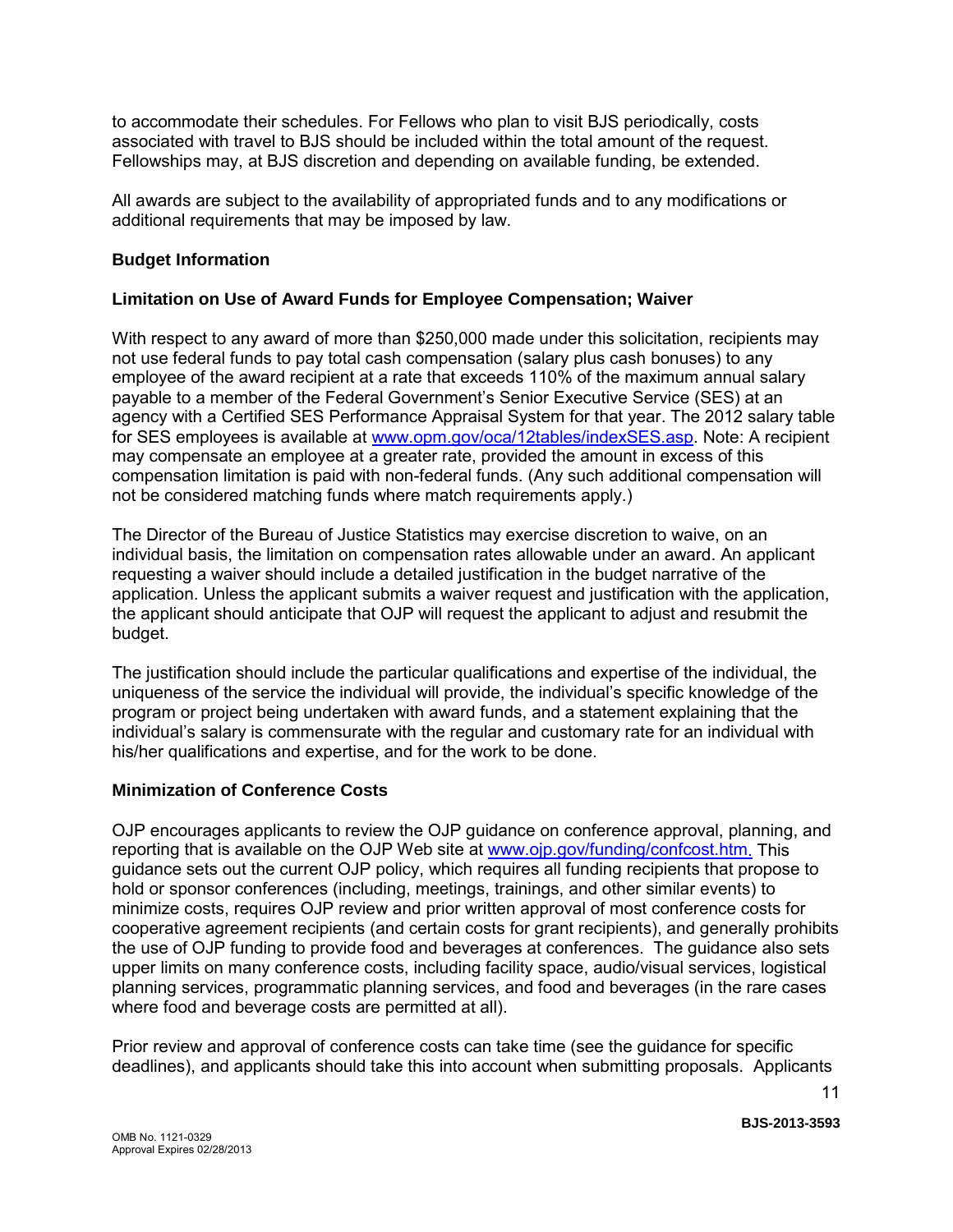to accommodate their schedules. For Fellows who plan to visit BJS periodically, costs associated with travel to BJS should be included within the total amount of the request. Fellowships may, at BJS discretion and depending on available funding, be extended.

All awards are subject to the availability of appropriated funds and to any modifications or additional requirements that may be imposed by law.

**Budget Information**

**Limitation on Use of Award Funds for Employee Compensation; Waiver**

With respect to any award of more than $250,000 made under this solicitation, recipients may not use federal funds to pay total cash compensation (salary plus cash bonuses) to any employee of the award recipient at a rate that exceeds 110% of the maximum annual salary payable to a member of the Federal Government's Senior Executive Service (SES) at an agency with a Certified SES Performance Appraisal System for that year. The 2012 salary table for SES employees is available at [www.opm.gov/oca/12tables/indexSES.asp](www.opm.gov/oca/12tables/indexSES.asp). Note: A recipient may compensate an employee at a greater rate, provided the amount in excess of this compensation limitation is paid with non-federal funds. (Any such additional compensation will not be considered matching funds where match requirements apply.)

The Director of the Bureau of Justice Statistics may exercise discretion to waive, on an individual basis, the limitation on compensation rates allowable under an award. An applicant requesting a waiver should include a detailed justification in the budget narrative of the application. Unless the applicant submits a waiver request and justification with the application, the applicant should anticipate that OJP will request the applicant to adjust and resubmit the budget.

The justification should include the particular qualifications and expertise of the individual, the uniqueness of the service the individual will provide, the individual's specific knowledge of the program or project being undertaken with award funds, and a statement explaining that the individual's salary is commensurate with the regular and customary rate for an individual with his/her qualifications and expertise, and for the work to be done.

**Minimization of Conference Costs**

OJP encourages applicants to review the OJP guidance on conference approval, planning, and reporting that is available on the OJP Web site at [www.ojp.gov/funding/confcost.htm.](www.ojp.gov/funding/confcost.htm) This guidance sets out the current OJP policy, which requires all funding recipients that propose to hold or sponsor conferences (including, meetings, trainings, and other similar events) to minimize costs, requires OJP review and prior written approval of most conference costs for cooperative agreement recipients (and certain costs for grant recipients), and generally prohibits the use of OJP funding to provide food and beverages at conferences. The guidance also sets upper limits on many conference costs, including facility space, audio/visual services, logistical planning services, programmatic planning services, and food and beverages (in the rare cases where food and beverage costs are permitted at all).

Prior review and approval of conference costs can take time (see the guidance for specific deadlines), and applicants should take this into account when submitting proposals. Applicants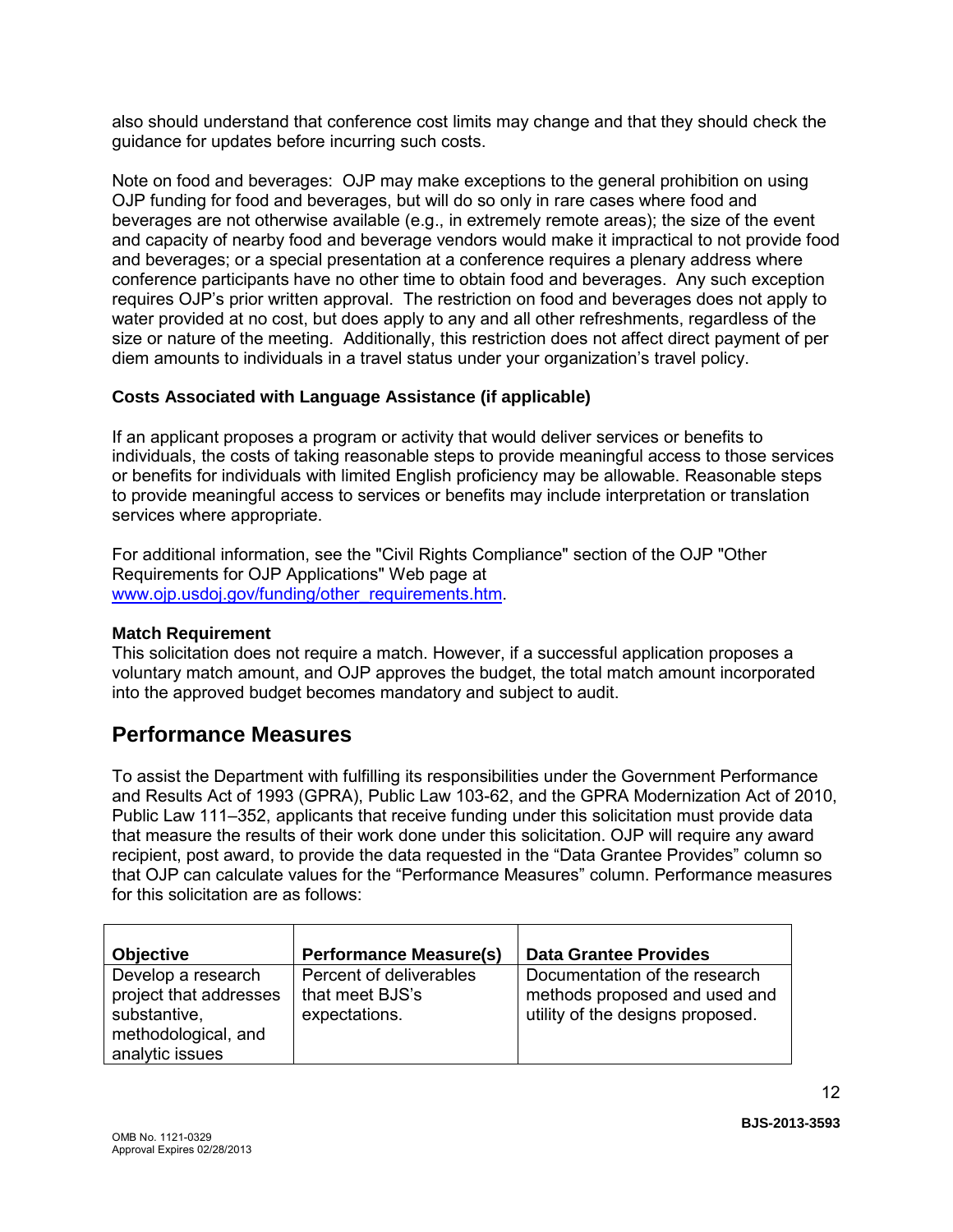also should understand that conference cost limits may change and that they should check the guidance for updates before incurring such costs.

Note on food and beverages: OJP may make exceptions to the general prohibition on using OJP funding for food and beverages, but will do so only in rare cases where food and beverages are not otherwise available (e.g., in extremely remote areas); the size of the event and capacity of nearby food and beverage vendors would make it impractical to not provide food and beverages; or a special presentation at a conference requires a plenary address where conference participants have no other time to obtain food and beverages. Any such exception requires OJP's prior written approval. The restriction on food and beverages does not apply to water provided at no cost, but does apply to any and all other refreshments, regardless of the size or nature of the meeting. Additionally, this restriction does not affect direct payment of per diem amounts to individuals in a travel status under your organization's travel policy.

**Costs Associated with Language Assistance (if applicable)**

If an applicant proposes a program or activity that would deliver services or benefits to individuals, the costs of taking reasonable steps to provide meaningful access to those services or benefits for individuals with limited English proficiency may be allowable. Reasonable steps to provide meaningful access to services or benefits may include interpretation or translation services where appropriate.

For additional information, see the "Civil Rights Compliance" section of the OJP "Other Requirements for OJP Applications" Web page at [www.ojp.usdoj.gov/funding/other_requirements.htm](www.ojp.usdoj.gov/funding/other_requirements.htm).

**Match Requirement**
This solicitation does not require a match. However, if a successful application proposes a voluntary match amount, and OJP approves the budget, the total match amount incorporated into the approved budget becomes mandatory and subject to audit.

## Performance Measures

To assist the Department with fulfilling its responsibilities under the Government Performance and Results Act of 1993 (GPRA), Public Law 103-62, and the GPRA Modernization Act of 2010, Public Law 111–352, applicants that receive funding under this solicitation must provide data that measure the results of their work done under this solicitation. OJP will require any award recipient, post award, to provide the data requested in the "Data Grantee Provides" column so that OJP can calculate values for the "Performance Measures" column. Performance measures for this solicitation are as follows:

| Objective | Performance Measure(s) | Data Grantee Provides |
|---|---|---|
| Develop a research project that addresses substantive, methodological, and analytic issues | Percent of deliverables that meet BJS's expectations. | Documentation of the research methods proposed and used and utility of the designs proposed. |

BJS-2013-3593

OMB No. 1121-0329
Approval Expires 02/28/2013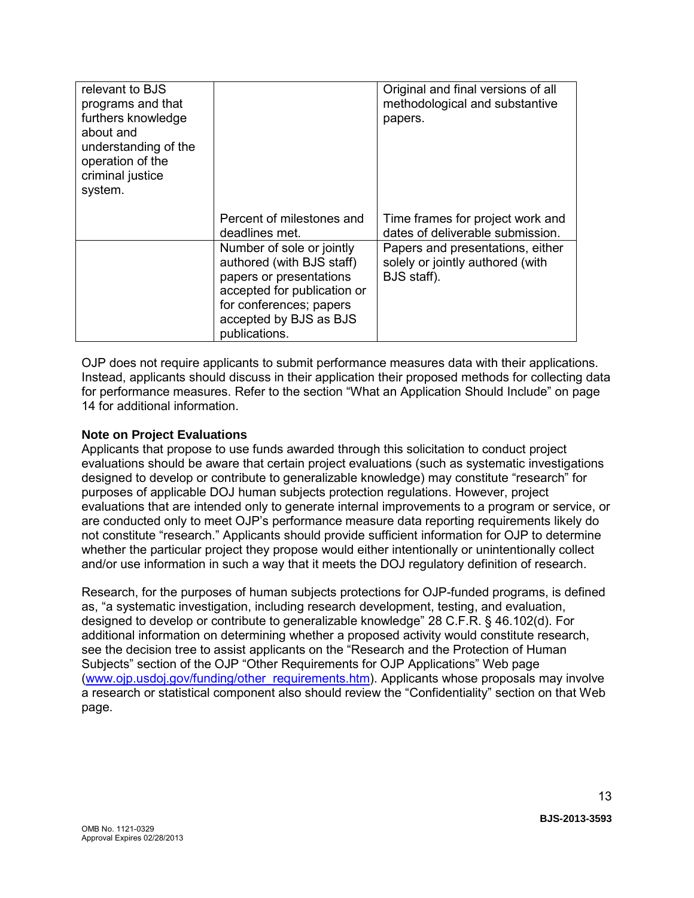| | | |
|---|---|---|
| relevant to BJS programs and that furthers knowledge about and understanding of the operation of the criminal justice system. | | Original and final versions of all methodological and substantive papers. |
| | Percent of milestones and deadlines met. | Time frames for project work and dates of deliverable submission. |
| | Number of sole or jointly authored (with BJS staff) papers or presentations accepted for publication or for conferences; papers accepted by BJS as BJS publications. | Papers and presentations, either solely or jointly authored (with BJS staff). |

OJP does not require applicants to submit performance measures data with their applications. Instead, applicants should discuss in their application their proposed methods for collecting data for performance measures. Refer to the section "What an Application Should Include" on page 14 for additional information.

**Note on Project Evaluations**

Applicants that propose to use funds awarded through this solicitation to conduct project evaluations should be aware that certain project evaluations (such as systematic investigations designed to develop or contribute to generalizable knowledge) may constitute "research" for purposes of applicable DOJ human subjects protection regulations. However, project evaluations that are intended only to generate internal improvements to a program or service, or are conducted only to meet OJP's performance measure data reporting requirements likely do not constitute "research." Applicants should provide sufficient information for OJP to determine whether the particular project they propose would either intentionally or unintentionally collect and/or use information in such a way that it meets the DOJ regulatory definition of research.

Research, for the purposes of human subjects protections for OJP-funded programs, is defined as, "a systematic investigation, including research development, testing, and evaluation, designed to develop or contribute to generalizable knowledge" 28 C.F.R. § 46.102(d). For additional information on determining whether a proposed activity would constitute research, see the decision tree to assist applicants on the "Research and the Protection of Human Subjects" section of the OJP "Other Requirements for OJP Applications" Web page ([www.ojp.usdoj.gov/funding/other_requirements.htm](www.ojp.usdoj.gov/funding/other_requirements.htm)). Applicants whose proposals may involve a research or statistical component also should review the "Confidentiality" section on that Web page.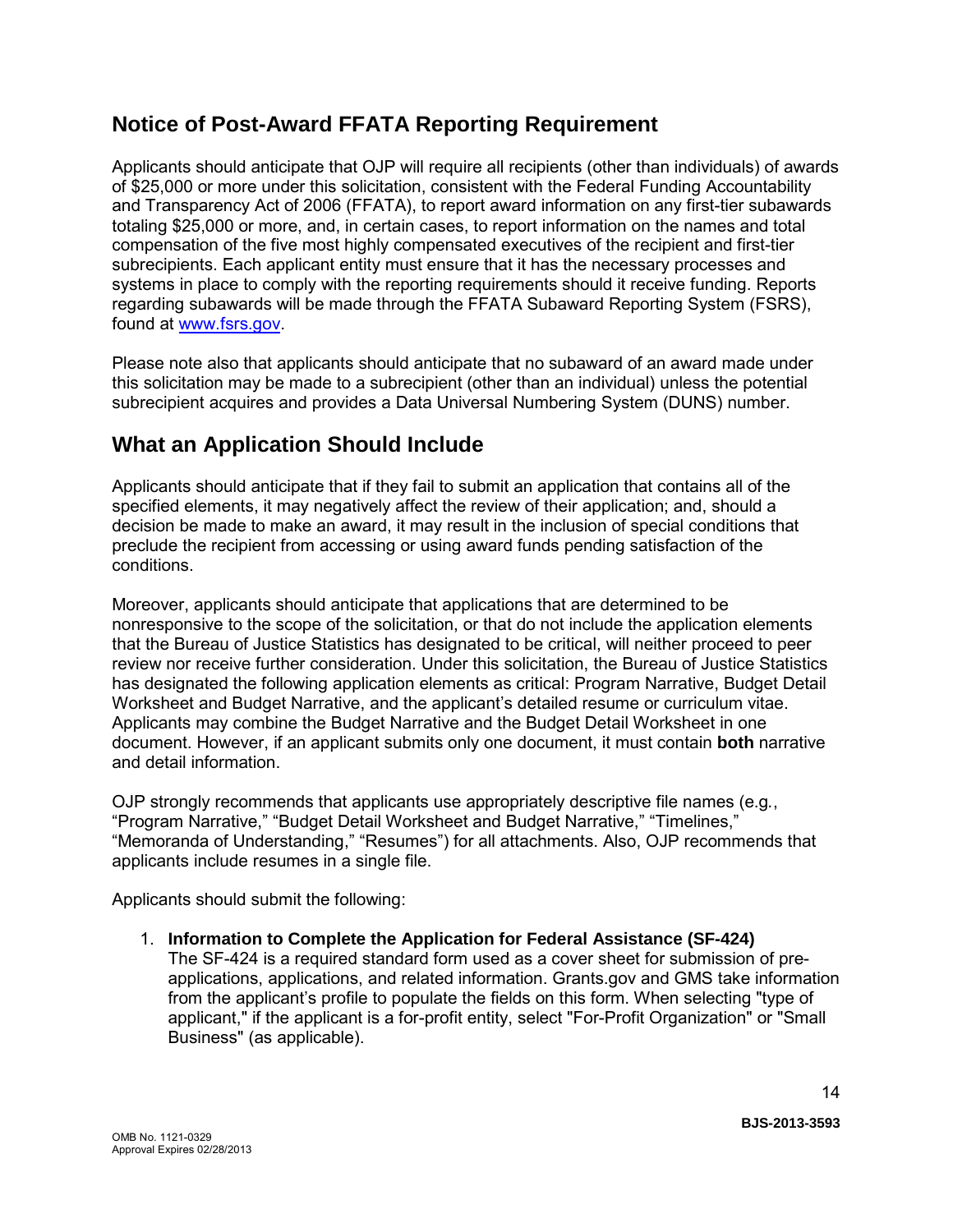## Notice of Post-Award FFATA Reporting Requirement

Applicants should anticipate that OJP will require all recipients (other than individuals) of awards of $25,000 or more under this solicitation, consistent with the Federal Funding Accountability and Transparency Act of 2006 (FFATA), to report award information on any first-tier subawards totaling $25,000 or more, and, in certain cases, to report information on the names and total compensation of the five most highly compensated executives of the recipient and first-tier subrecipients. Each applicant entity must ensure that it has the necessary processes and systems in place to comply with the reporting requirements should it receive funding. Reports regarding subawards will be made through the FFATA Subaward Reporting System (FSRS), found at [www.fsrs.gov](http://www.fsrs.gov).

Please note also that applicants should anticipate that no subaward of an award made under this solicitation may be made to a subrecipient (other than an individual) unless the potential subrecipient acquires and provides a Data Universal Numbering System (DUNS) number.

## What an Application Should Include

Applicants should anticipate that if they fail to submit an application that contains all of the specified elements, it may negatively affect the review of their application; and, should a decision be made to make an award, it may result in the inclusion of special conditions that preclude the recipient from accessing or using award funds pending satisfaction of the conditions.

Moreover, applicants should anticipate that applications that are determined to be nonresponsive to the scope of the solicitation, or that do not include the application elements that the Bureau of Justice Statistics has designated to be critical, will neither proceed to peer review nor receive further consideration. Under this solicitation, the Bureau of Justice Statistics has designated the following application elements as critical: Program Narrative, Budget Detail Worksheet and Budget Narrative, and the applicant's detailed resume or curriculum vitae. Applicants may combine the Budget Narrative and the Budget Detail Worksheet in one document. However, if an applicant submits only one document, it must contain **both** narrative and detail information.

OJP strongly recommends that applicants use appropriately descriptive file names (e.g., "Program Narrative," "Budget Detail Worksheet and Budget Narrative," "Timelines," "Memoranda of Understanding," "Resumes") for all attachments. Also, OJP recommends that applicants include resumes in a single file.

Applicants should submit the following:

1. **Information to Complete the Application for Federal Assistance (SF-424)**
   The SF-424 is a required standard form used as a cover sheet for submission of pre-applications, applications, and related information. Grants.gov and GMS take information from the applicant's profile to populate the fields on this form. When selecting "type of applicant," if the applicant is a for-profit entity, select "For-Profit Organization" or "Small Business" (as applicable).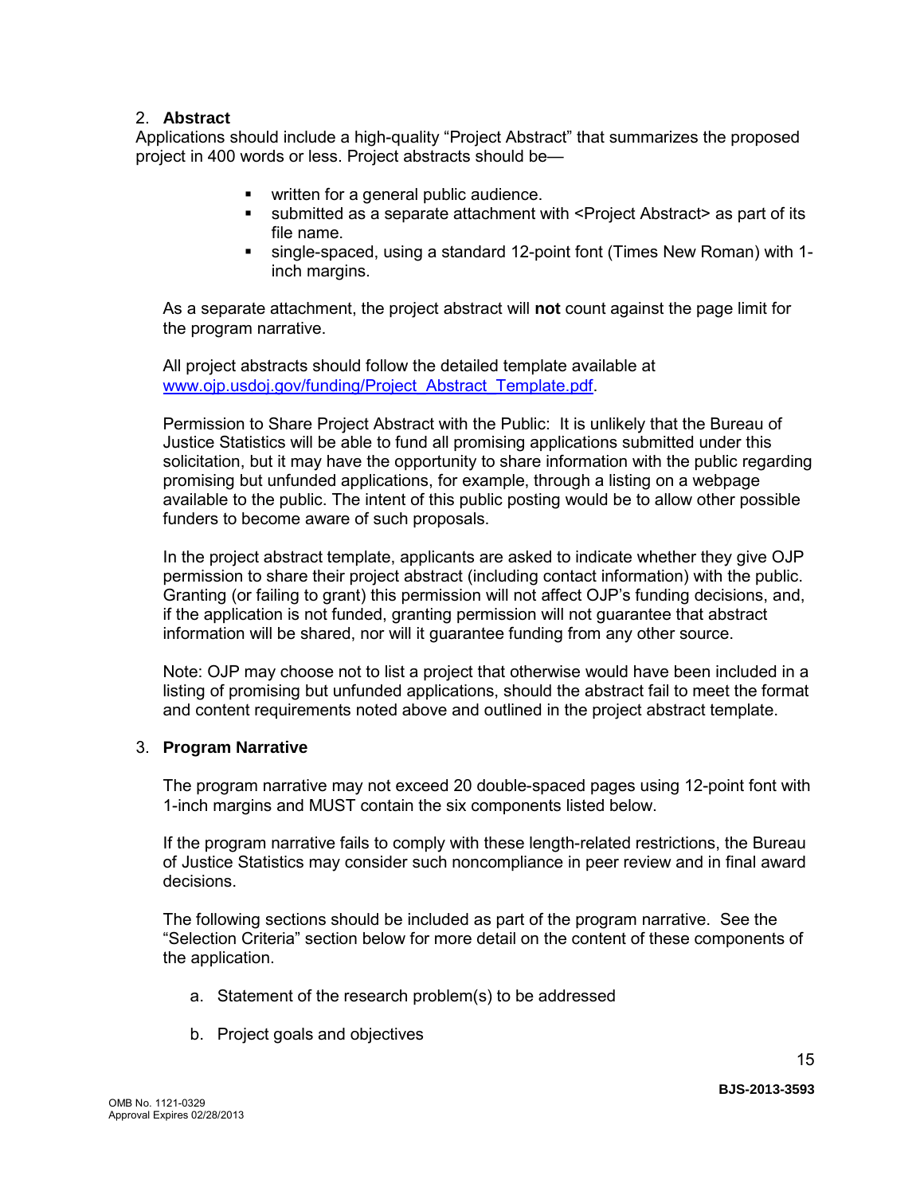2. **Abstract**

Applications should include a high-quality "Project Abstract" that summarizes the proposed project in 400 words or less. Project abstracts should be—

- written for a general public audience.
- submitted as a separate attachment with <Project Abstract> as part of its file name.
- single-spaced, using a standard 12-point font (Times New Roman) with 1-inch margins.

As a separate attachment, the project abstract will **not** count against the page limit for the program narrative.

All project abstracts should follow the detailed template available at [www.ojp.usdoj.gov/funding/Project_Abstract_Template.pdf](www.ojp.usdoj.gov/funding/Project_Abstract_Template.pdf).

Permission to Share Project Abstract with the Public: It is unlikely that the Bureau of Justice Statistics will be able to fund all promising applications submitted under this solicitation, but it may have the opportunity to share information with the public regarding promising but unfunded applications, for example, through a listing on a webpage available to the public. The intent of this public posting would be to allow other possible funders to become aware of such proposals.

In the project abstract template, applicants are asked to indicate whether they give OJP permission to share their project abstract (including contact information) with the public. Granting (or failing to grant) this permission will not affect OJP's funding decisions, and, if the application is not funded, granting permission will not guarantee that abstract information will be shared, nor will it guarantee funding from any other source.

Note: OJP may choose not to list a project that otherwise would have been included in a listing of promising but unfunded applications, should the abstract fail to meet the format and content requirements noted above and outlined in the project abstract template.

3. **Program Narrative**

The program narrative may not exceed 20 double-spaced pages using 12-point font with 1-inch margins and MUST contain the six components listed below.

If the program narrative fails to comply with these length-related restrictions, the Bureau of Justice Statistics may consider such noncompliance in peer review and in final award decisions.

The following sections should be included as part of the program narrative. See the "Selection Criteria" section below for more detail on the content of these components of the application.

a. Statement of the research problem(s) to be addressed

b. Project goals and objectives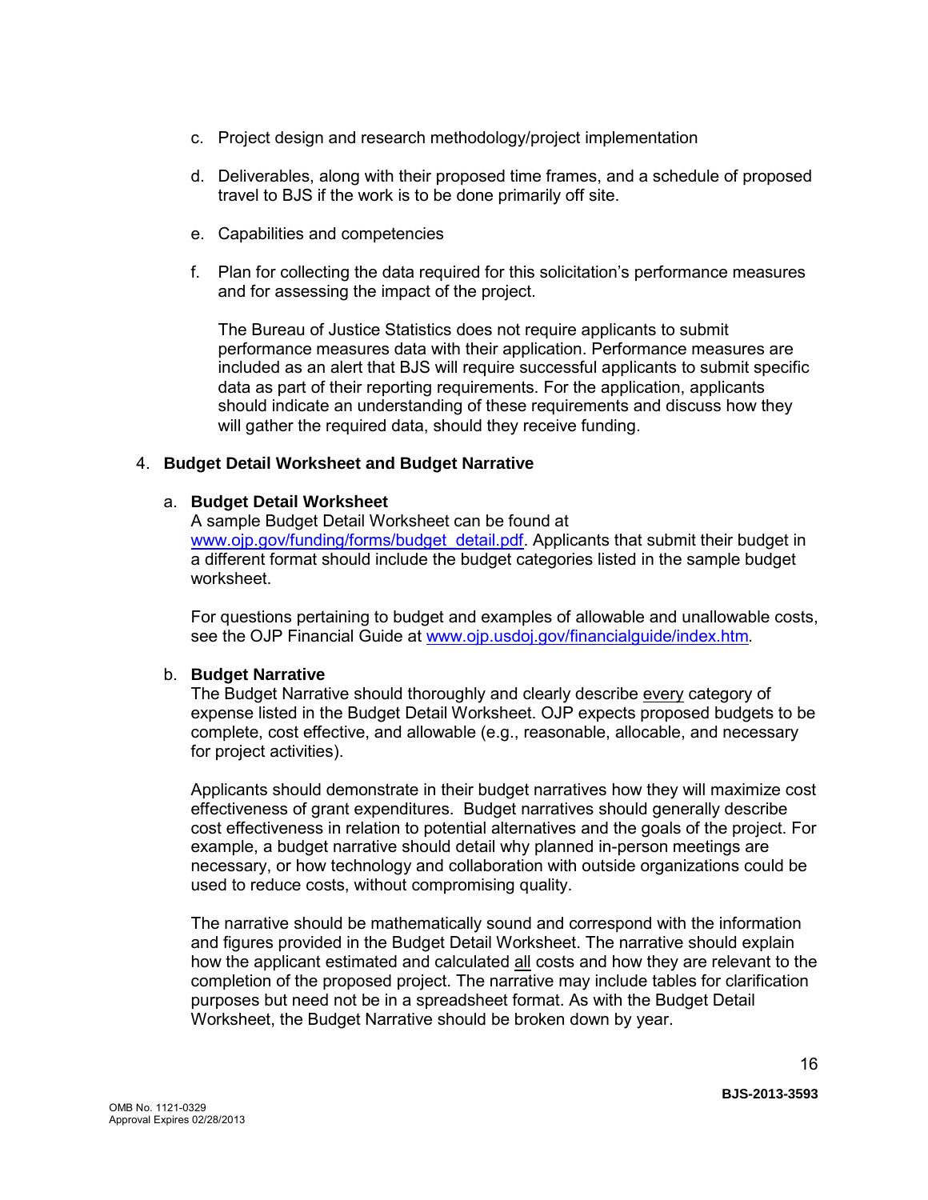c. Project design and research methodology/project implementation

d. Deliverables, along with their proposed time frames, and a schedule of proposed travel to BJS if the work is to be done primarily off site.

e. Capabilities and competencies

f. Plan for collecting the data required for this solicitation's performance measures and for assessing the impact of the project.

   The Bureau of Justice Statistics does not require applicants to submit performance measures data with their application. Performance measures are included as an alert that BJS will require successful applicants to submit specific data as part of their reporting requirements. For the application, applicants should indicate an understanding of these requirements and discuss how they will gather the required data, should they receive funding.

4. **Budget Detail Worksheet and Budget Narrative**

   a. **Budget Detail Worksheet**
   A sample Budget Detail Worksheet can be found at [www.ojp.gov/funding/forms/budget_detail.pdf](www.ojp.gov/funding/forms/budget_detail.pdf). Applicants that submit their budget in a different format should include the budget categories listed in the sample budget worksheet.

   For questions pertaining to budget and examples of allowable and unallowable costs, see the OJP Financial Guide at [www.ojp.usdoj.gov/financialguide/index.htm](www.ojp.usdoj.gov/financialguide/index.htm).

   b. **Budget Narrative**
   The Budget Narrative should thoroughly and clearly describe <u>every</u> category of expense listed in the Budget Detail Worksheet. OJP expects proposed budgets to be complete, cost effective, and allowable (e.g., reasonable, allocable, and necessary for project activities).

   Applicants should demonstrate in their budget narratives how they will maximize cost effectiveness of grant expenditures. Budget narratives should generally describe cost effectiveness in relation to potential alternatives and the goals of the project. For example, a budget narrative should detail why planned in-person meetings are necessary, or how technology and collaboration with outside organizations could be used to reduce costs, without compromising quality.

   The narrative should be mathematically sound and correspond with the information and figures provided in the Budget Detail Worksheet. The narrative should explain how the applicant estimated and calculated <u>all</u> costs and how they are relevant to the completion of the proposed project. The narrative may include tables for clarification purposes but need not be in a spreadsheet format. As with the Budget Detail Worksheet, the Budget Narrative should be broken down by year.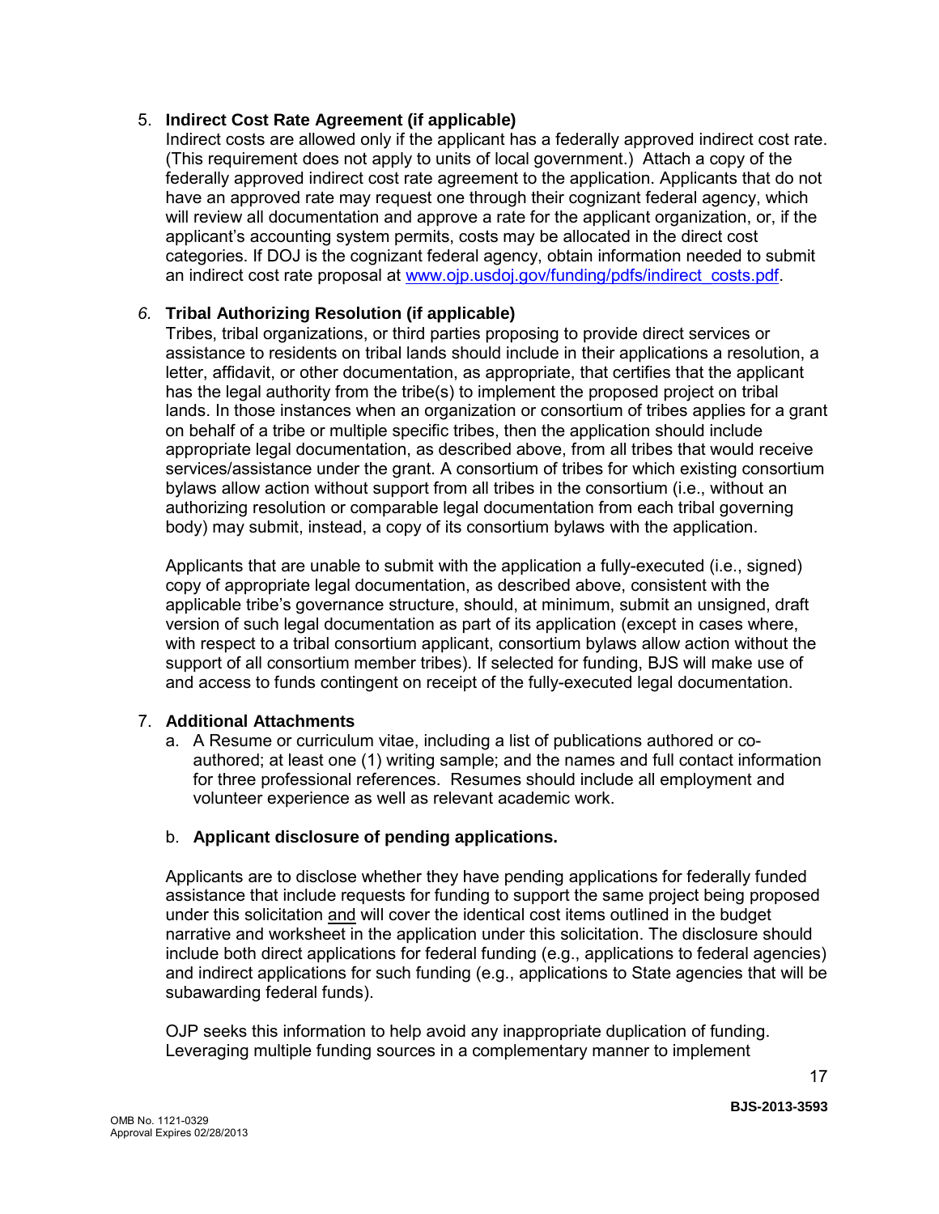5. **Indirect Cost Rate Agreement (if applicable)**
   Indirect costs are allowed only if the applicant has a federally approved indirect cost rate. (This requirement does not apply to units of local government.) Attach a copy of the federally approved indirect cost rate agreement to the application. Applicants that do not have an approved rate may request one through their cognizant federal agency, which will review all documentation and approve a rate for the applicant organization, or, if the applicant's accounting system permits, costs may be allocated in the direct cost categories. If DOJ is the cognizant federal agency, obtain information needed to submit an indirect cost rate proposal at [www.ojp.usdoj.gov/funding/pdfs/indirect_costs.pdf](www.ojp.usdoj.gov/funding/pdfs/indirect_costs.pdf).

6. **Tribal Authorizing Resolution (if applicable)**
   Tribes, tribal organizations, or third parties proposing to provide direct services or assistance to residents on tribal lands should include in their applications a resolution, a letter, affidavit, or other documentation, as appropriate, that certifies that the applicant has the legal authority from the tribe(s) to implement the proposed project on tribal lands. In those instances when an organization or consortium of tribes applies for a grant on behalf of a tribe or multiple specific tribes, then the application should include appropriate legal documentation, as described above, from all tribes that would receive services/assistance under the grant. A consortium of tribes for which existing consortium bylaws allow action without support from all tribes in the consortium (i.e., without an authorizing resolution or comparable legal documentation from each tribal governing body) may submit, instead, a copy of its consortium bylaws with the application.

   Applicants that are unable to submit with the application a fully-executed (i.e., signed) copy of appropriate legal documentation, as described above, consistent with the applicable tribe's governance structure, should, at minimum, submit an unsigned, draft version of such legal documentation as part of its application (except in cases where, with respect to a tribal consortium applicant, consortium bylaws allow action without the support of all consortium member tribes). If selected for funding, BJS will make use of and access to funds contingent on receipt of the fully-executed legal documentation.

7. **Additional Attachments**
   a. A Resume or curriculum vitae, including a list of publications authored or co-authored; at least one (1) writing sample; and the names and full contact information for three professional references. Resumes should include all employment and volunteer experience as well as relevant academic work.

   b. **Applicant disclosure of pending applications.**

   Applicants are to disclose whether they have pending applications for federally funded assistance that include requests for funding to support the same project being proposed under this solicitation and will cover the identical cost items outlined in the budget narrative and worksheet in the application under this solicitation. The disclosure should include both direct applications for federal funding (e.g., applications to federal agencies) and indirect applications for such funding (e.g., applications to State agencies that will be subawarding federal funds).

   OJP seeks this information to help avoid any inappropriate duplication of funding. Leveraging multiple funding sources in a complementary manner to implement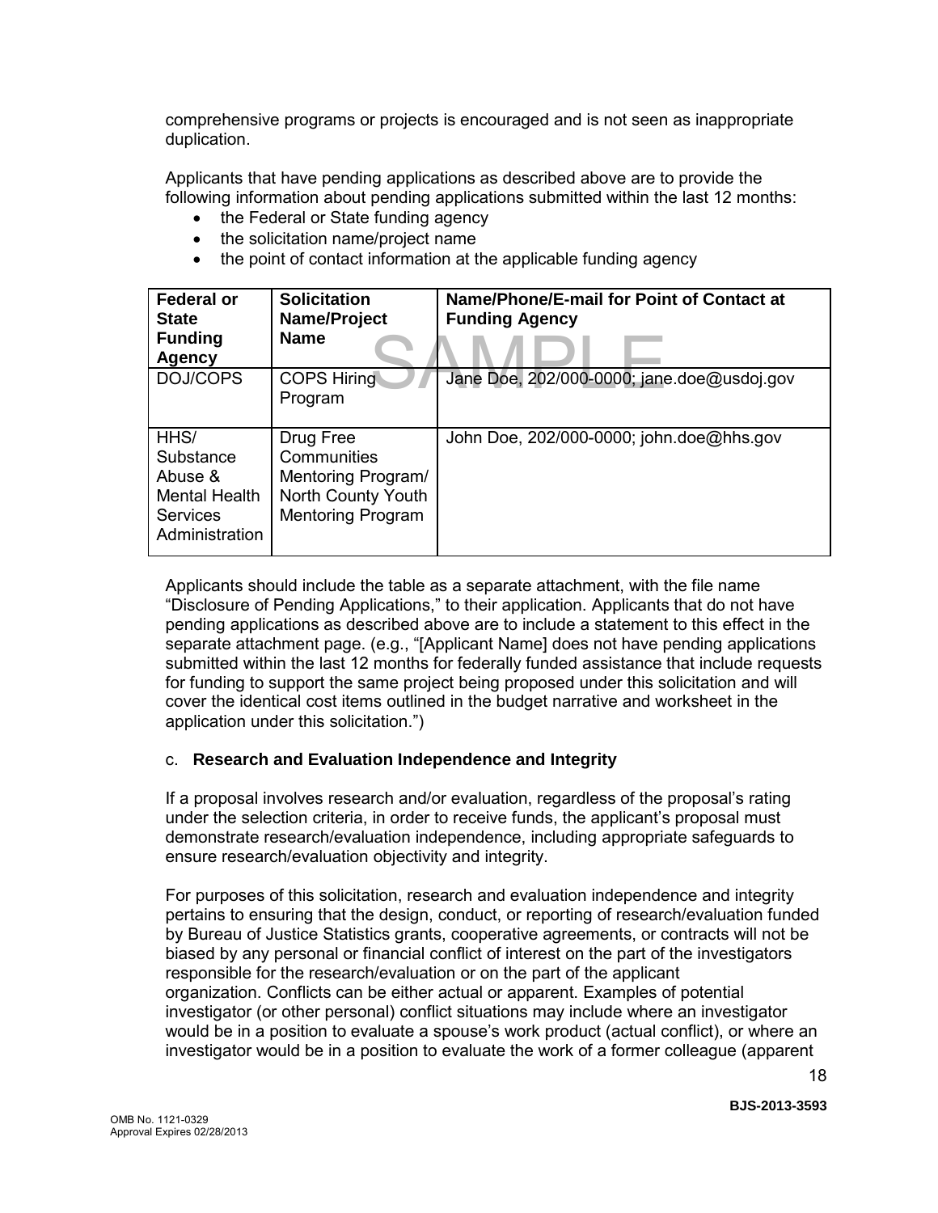comprehensive programs or projects is encouraged and is not seen as inappropriate duplication.

Applicants that have pending applications as described above are to provide the following information about pending applications submitted within the last 12 months:

- the Federal or State funding agency
- the solicitation name/project name
- the point of contact information at the applicable funding agency

| Federal or State Funding Agency | Solicitation Name/Project Name | Name/Phone/E-mail for Point of Contact at Funding Agency |
|---|---|---|
| DOJ/COPS | COPS Hiring Program | Jane Doe, 202/000-0000; jane.doe@usdoj.gov |
| HHS/ Substance Abuse & Mental Health Services Administration | Drug Free Communities Mentoring Program/ North County Youth Mentoring Program | John Doe, 202/000-0000; john.doe@hhs.gov |

Applicants should include the table as a separate attachment, with the file name "Disclosure of Pending Applications," to their application. Applicants that do not have pending applications as described above are to include a statement to this effect in the separate attachment page. (e.g., "[Applicant Name] does not have pending applications submitted within the last 12 months for federally funded assistance that include requests for funding to support the same project being proposed under this solicitation and will cover the identical cost items outlined in the budget narrative and worksheet in the application under this solicitation.")

c. **Research and Evaluation Independence and Integrity**

If a proposal involves research and/or evaluation, regardless of the proposal's rating under the selection criteria, in order to receive funds, the applicant's proposal must demonstrate research/evaluation independence, including appropriate safeguards to ensure research/evaluation objectivity and integrity.

For purposes of this solicitation, research and evaluation independence and integrity pertains to ensuring that the design, conduct, or reporting of research/evaluation funded by Bureau of Justice Statistics grants, cooperative agreements, or contracts will not be biased by any personal or financial conflict of interest on the part of the investigators responsible for the research/evaluation or on the part of the applicant organization. Conflicts can be either actual or apparent. Examples of potential investigator (or other personal) conflict situations may include where an investigator would be in a position to evaluate a spouse's work product (actual conflict), or where an investigator would be in a position to evaluate the work of a former colleague (apparent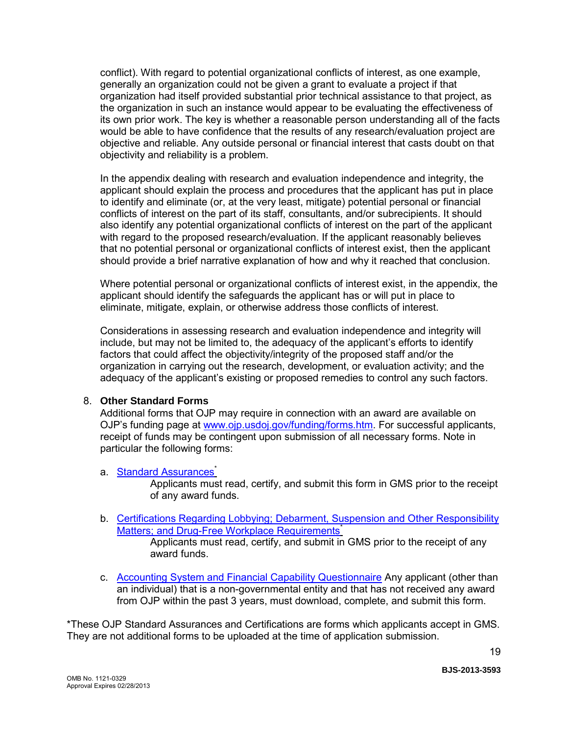conflict). With regard to potential organizational conflicts of interest, as one example, generally an organization could not be given a grant to evaluate a project if that organization had itself provided substantial prior technical assistance to that project, as the organization in such an instance would appear to be evaluating the effectiveness of its own prior work. The key is whether a reasonable person understanding all of the facts would be able to have confidence that the results of any research/evaluation project are objective and reliable. Any outside personal or financial interest that casts doubt on that objectivity and reliability is a problem.

In the appendix dealing with research and evaluation independence and integrity, the applicant should explain the process and procedures that the applicant has put in place to identify and eliminate (or, at the very least, mitigate) potential personal or financial conflicts of interest on the part of its staff, consultants, and/or subrecipients. It should also identify any potential organizational conflicts of interest on the part of the applicant with regard to the proposed research/evaluation. If the applicant reasonably believes that no potential personal or organizational conflicts of interest exist, then the applicant should provide a brief narrative explanation of how and why it reached that conclusion.

Where potential personal or organizational conflicts of interest exist, in the appendix, the applicant should identify the safeguards the applicant has or will put in place to eliminate, mitigate, explain, or otherwise address those conflicts of interest.

Considerations in assessing research and evaluation independence and integrity will include, but may not be limited to, the adequacy of the applicant's efforts to identify factors that could affect the objectivity/integrity of the proposed staff and/or the organization in carrying out the research, development, or evaluation activity; and the adequacy of the applicant's existing or proposed remedies to control any such factors.

8. **Other Standard Forms**
   Additional forms that OJP may require in connection with an award are available on OJP's funding page at [www.ojp.usdoj.gov/funding/forms.htm](www.ojp.usdoj.gov/funding/forms.htm). For successful applicants, receipt of funds may be contingent upon submission of all necessary forms. Note in particular the following forms:

   a. Standard Assurances*
      Applicants must read, certify, and submit this form in GMS prior to the receipt of any award funds.

   b. Certifications Regarding Lobbying; Debarment, Suspension and Other Responsibility Matters; and Drug-Free Workplace Requirements*
      Applicants must read, certify, and submit in GMS prior to the receipt of any award funds.

   c. Accounting System and Financial Capability Questionnaire Any applicant (other than an individual) that is a non-governmental entity and that has not received any award from OJP within the past 3 years, must download, complete, and submit this form.

*These OJP Standard Assurances and Certifications are forms which applicants accept in GMS. They are not additional forms to be uploaded at the time of application submission.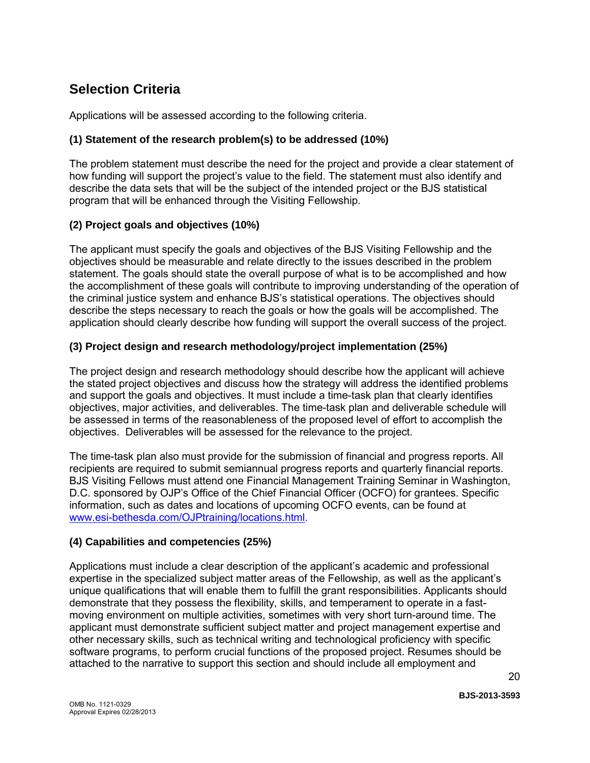## Selection Criteria

Applications will be assessed according to the following criteria.

### (1) Statement of the research problem(s) to be addressed (10%)

The problem statement must describe the need for the project and provide a clear statement of how funding will support the project's value to the field. The statement must also identify and describe the data sets that will be the subject of the intended project or the BJS statistical program that will be enhanced through the Visiting Fellowship.

### (2) Project goals and objectives (10%)

The applicant must specify the goals and objectives of the BJS Visiting Fellowship and the objectives should be measurable and relate directly to the issues described in the problem statement. The goals should state the overall purpose of what is to be accomplished and how the accomplishment of these goals will contribute to improving understanding of the operation of the criminal justice system and enhance BJS's statistical operations. The objectives should describe the steps necessary to reach the goals or how the goals will be accomplished. The application should clearly describe how funding will support the overall success of the project.

### (3) Project design and research methodology/project implementation (25%)

The project design and research methodology should describe how the applicant will achieve the stated project objectives and discuss how the strategy will address the identified problems and support the goals and objectives. It must include a time-task plan that clearly identifies objectives, major activities, and deliverables. The time-task plan and deliverable schedule will be assessed in terms of the reasonableness of the proposed level of effort to accomplish the objectives. Deliverables will be assessed for the relevance to the project.

The time-task plan also must provide for the submission of financial and progress reports. All recipients are required to submit semiannual progress reports and quarterly financial reports. BJS Visiting Fellows must attend one Financial Management Training Seminar in Washington, D.C. sponsored by OJP's Office of the Chief Financial Officer (OCFO) for grantees. Specific information, such as dates and locations of upcoming OCFO events, can be found at www.esi-bethesda.com/OJPtraining/locations.html.

### (4) Capabilities and competencies (25%)

Applications must include a clear description of the applicant's academic and professional expertise in the specialized subject matter areas of the Fellowship, as well as the applicant's unique qualifications that will enable them to fulfill the grant responsibilities. Applicants should demonstrate that they possess the flexibility, skills, and temperament to operate in a fast-moving environment on multiple activities, sometimes with very short turn-around time. The applicant must demonstrate sufficient subject matter and project management expertise and other necessary skills, such as technical writing and technological proficiency with specific software programs, to perform crucial functions of the proposed project. Resumes should be attached to the narrative to support this section and should include all employment and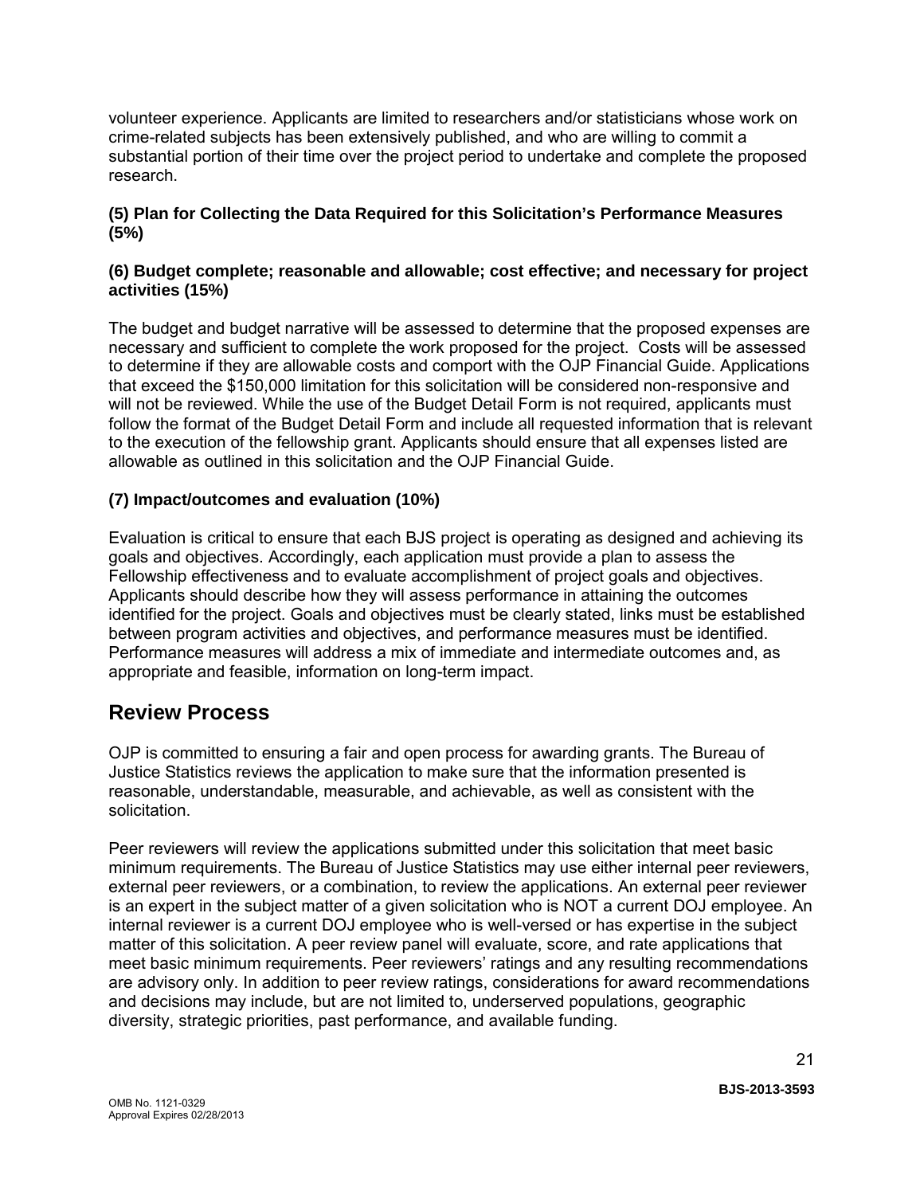volunteer experience. Applicants are limited to researchers and/or statisticians whose work on crime-related subjects has been extensively published, and who are willing to commit a substantial portion of their time over the project period to undertake and complete the proposed research.

**(5) Plan for Collecting the Data Required for this Solicitation's Performance Measures (5%)**

**(6) Budget complete; reasonable and allowable; cost effective; and necessary for project activities (15%)**

The budget and budget narrative will be assessed to determine that the proposed expenses are necessary and sufficient to complete the work proposed for the project. Costs will be assessed to determine if they are allowable costs and comport with the OJP Financial Guide. Applications that exceed the $150,000 limitation for this solicitation will be considered non-responsive and will not be reviewed. While the use of the Budget Detail Form is not required, applicants must follow the format of the Budget Detail Form and include all requested information that is relevant to the execution of the fellowship grant. Applicants should ensure that all expenses listed are allowable as outlined in this solicitation and the OJP Financial Guide.

**(7) Impact/outcomes and evaluation (10%)**

Evaluation is critical to ensure that each BJS project is operating as designed and achieving its goals and objectives. Accordingly, each application must provide a plan to assess the Fellowship effectiveness and to evaluate accomplishment of project goals and objectives. Applicants should describe how they will assess performance in attaining the outcomes identified for the project. Goals and objectives must be clearly stated, links must be established between program activities and objectives, and performance measures must be identified. Performance measures will address a mix of immediate and intermediate outcomes and, as appropriate and feasible, information on long-term impact.

## Review Process

OJP is committed to ensuring a fair and open process for awarding grants. The Bureau of Justice Statistics reviews the application to make sure that the information presented is reasonable, understandable, measurable, and achievable, as well as consistent with the solicitation.

Peer reviewers will review the applications submitted under this solicitation that meet basic minimum requirements. The Bureau of Justice Statistics may use either internal peer reviewers, external peer reviewers, or a combination, to review the applications. An external peer reviewer is an expert in the subject matter of a given solicitation who is NOT a current DOJ employee. An internal reviewer is a current DOJ employee who is well-versed or has expertise in the subject matter of this solicitation. A peer review panel will evaluate, score, and rate applications that meet basic minimum requirements. Peer reviewers' ratings and any resulting recommendations are advisory only. In addition to peer review ratings, considerations for award recommendations and decisions may include, but are not limited to, underserved populations, geographic diversity, strategic priorities, past performance, and available funding.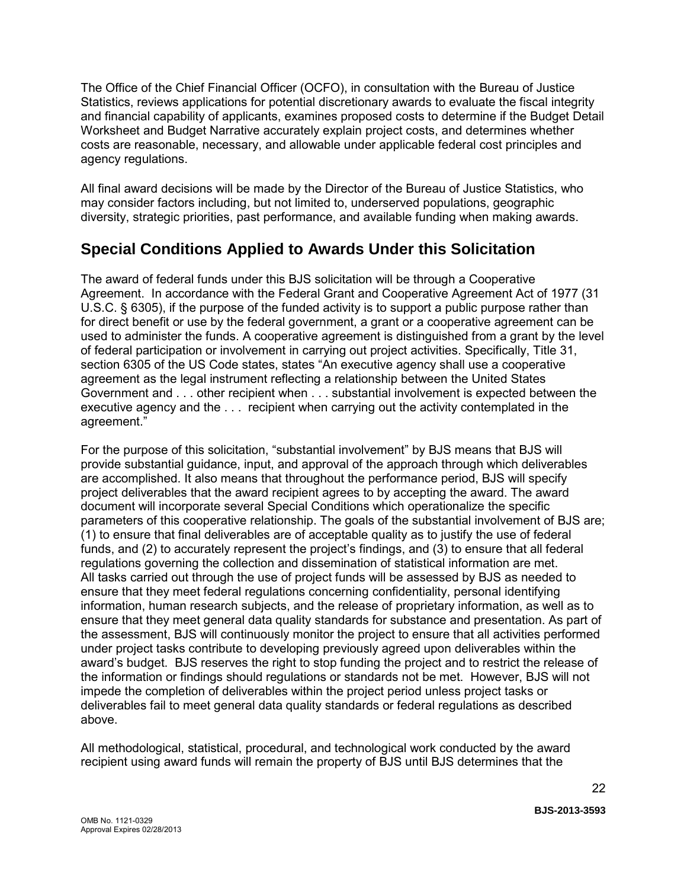The Office of the Chief Financial Officer (OCFO), in consultation with the Bureau of Justice Statistics, reviews applications for potential discretionary awards to evaluate the fiscal integrity and financial capability of applicants, examines proposed costs to determine if the Budget Detail Worksheet and Budget Narrative accurately explain project costs, and determines whether costs are reasonable, necessary, and allowable under applicable federal cost principles and agency regulations.

All final award decisions will be made by the Director of the Bureau of Justice Statistics, who may consider factors including, but not limited to, underserved populations, geographic diversity, strategic priorities, past performance, and available funding when making awards.

## Special Conditions Applied to Awards Under this Solicitation

The award of federal funds under this BJS solicitation will be through a Cooperative Agreement. In accordance with the Federal Grant and Cooperative Agreement Act of 1977 (31 U.S.C. § 6305), if the purpose of the funded activity is to support a public purpose rather than for direct benefit or use by the federal government, a grant or a cooperative agreement can be used to administer the funds. A cooperative agreement is distinguished from a grant by the level of federal participation or involvement in carrying out project activities. Specifically, Title 31, section 6305 of the US Code states, states "An executive agency shall use a cooperative agreement as the legal instrument reflecting a relationship between the United States Government and . . . other recipient when . . . substantial involvement is expected between the executive agency and the . . . recipient when carrying out the activity contemplated in the agreement."

For the purpose of this solicitation, "substantial involvement" by BJS means that BJS will provide substantial guidance, input, and approval of the approach through which deliverables are accomplished. It also means that throughout the performance period, BJS will specify project deliverables that the award recipient agrees to by accepting the award. The award document will incorporate several Special Conditions which operationalize the specific parameters of this cooperative relationship. The goals of the substantial involvement of BJS are; (1) to ensure that final deliverables are of acceptable quality as to justify the use of federal funds, and (2) to accurately represent the project's findings, and (3) to ensure that all federal regulations governing the collection and dissemination of statistical information are met. All tasks carried out through the use of project funds will be assessed by BJS as needed to ensure that they meet federal regulations concerning confidentiality, personal identifying information, human research subjects, and the release of proprietary information, as well as to ensure that they meet general data quality standards for substance and presentation. As part of the assessment, BJS will continuously monitor the project to ensure that all activities performed under project tasks contribute to developing previously agreed upon deliverables within the award's budget. BJS reserves the right to stop funding the project and to restrict the release of the information or findings should regulations or standards not be met. However, BJS will not impede the completion of deliverables within the project period unless project tasks or deliverables fail to meet general data quality standards or federal regulations as described above.

All methodological, statistical, procedural, and technological work conducted by the award recipient using award funds will remain the property of BJS until BJS determines that the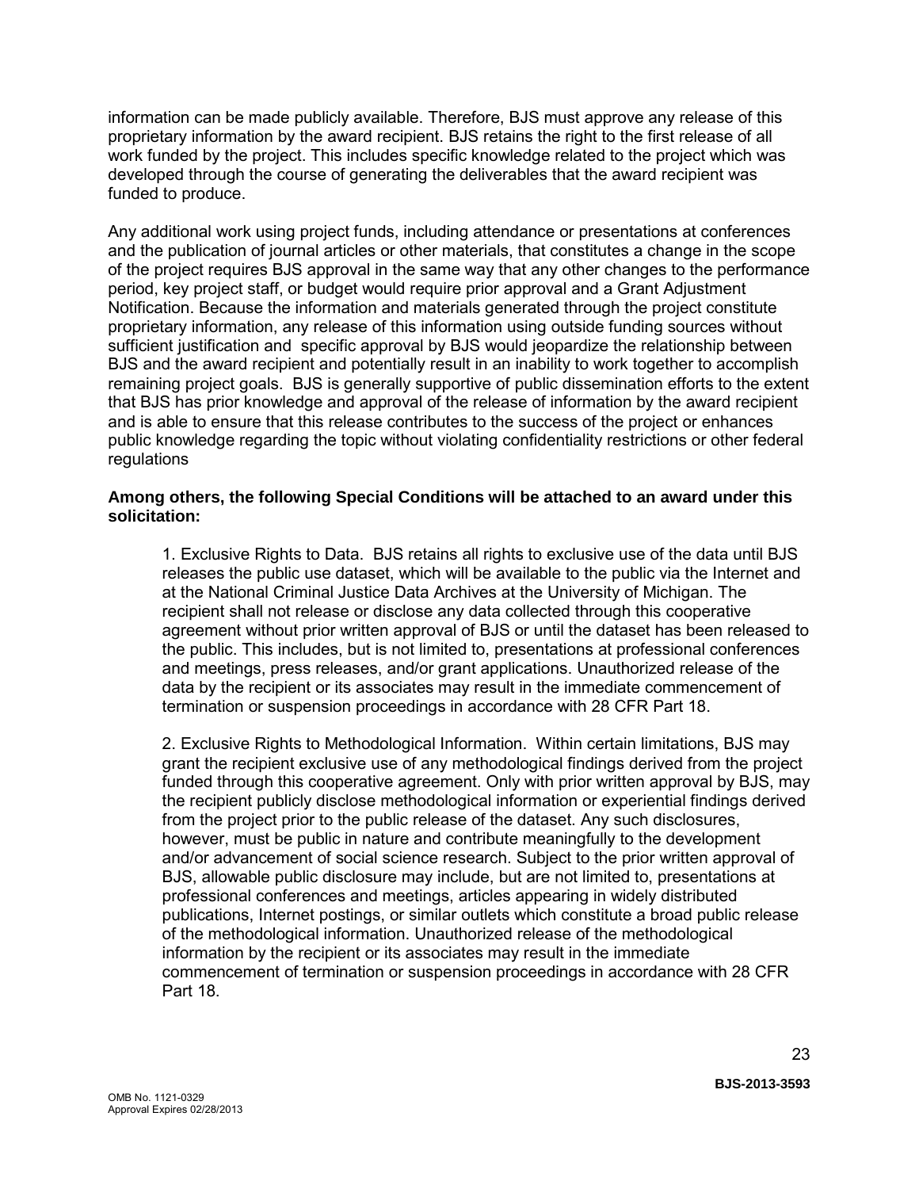information can be made publicly available. Therefore, BJS must approve any release of this proprietary information by the award recipient. BJS retains the right to the first release of all work funded by the project. This includes specific knowledge related to the project which was developed through the course of generating the deliverables that the award recipient was funded to produce.

Any additional work using project funds, including attendance or presentations at conferences and the publication of journal articles or other materials, that constitutes a change in the scope of the project requires BJS approval in the same way that any other changes to the performance period, key project staff, or budget would require prior approval and a Grant Adjustment Notification. Because the information and materials generated through the project constitute proprietary information, any release of this information using outside funding sources without sufficient justification and specific approval by BJS would jeopardize the relationship between BJS and the award recipient and potentially result in an inability to work together to accomplish remaining project goals. BJS is generally supportive of public dissemination efforts to the extent that BJS has prior knowledge and approval of the release of information by the award recipient and is able to ensure that this release contributes to the success of the project or enhances public knowledge regarding the topic without violating confidentiality restrictions or other federal regulations

**Among others, the following Special Conditions will be attached to an award under this solicitation:**

1. Exclusive Rights to Data. BJS retains all rights to exclusive use of the data until BJS releases the public use dataset, which will be available to the public via the Internet and at the National Criminal Justice Data Archives at the University of Michigan. The recipient shall not release or disclose any data collected through this cooperative agreement without prior written approval of BJS or until the dataset has been released to the public. This includes, but is not limited to, presentations at professional conferences and meetings, press releases, and/or grant applications. Unauthorized release of the data by the recipient or its associates may result in the immediate commencement of termination or suspension proceedings in accordance with 28 CFR Part 18.

2. Exclusive Rights to Methodological Information. Within certain limitations, BJS may grant the recipient exclusive use of any methodological findings derived from the project funded through this cooperative agreement. Only with prior written approval by BJS, may the recipient publicly disclose methodological information or experiential findings derived from the project prior to the public release of the dataset. Any such disclosures, however, must be public in nature and contribute meaningfully to the development and/or advancement of social science research. Subject to the prior written approval of BJS, allowable public disclosure may include, but are not limited to, presentations at professional conferences and meetings, articles appearing in widely distributed publications, Internet postings, or similar outlets which constitute a broad public release of the methodological information. Unauthorized release of the methodological information by the recipient or its associates may result in the immediate commencement of termination or suspension proceedings in accordance with 28 CFR Part 18.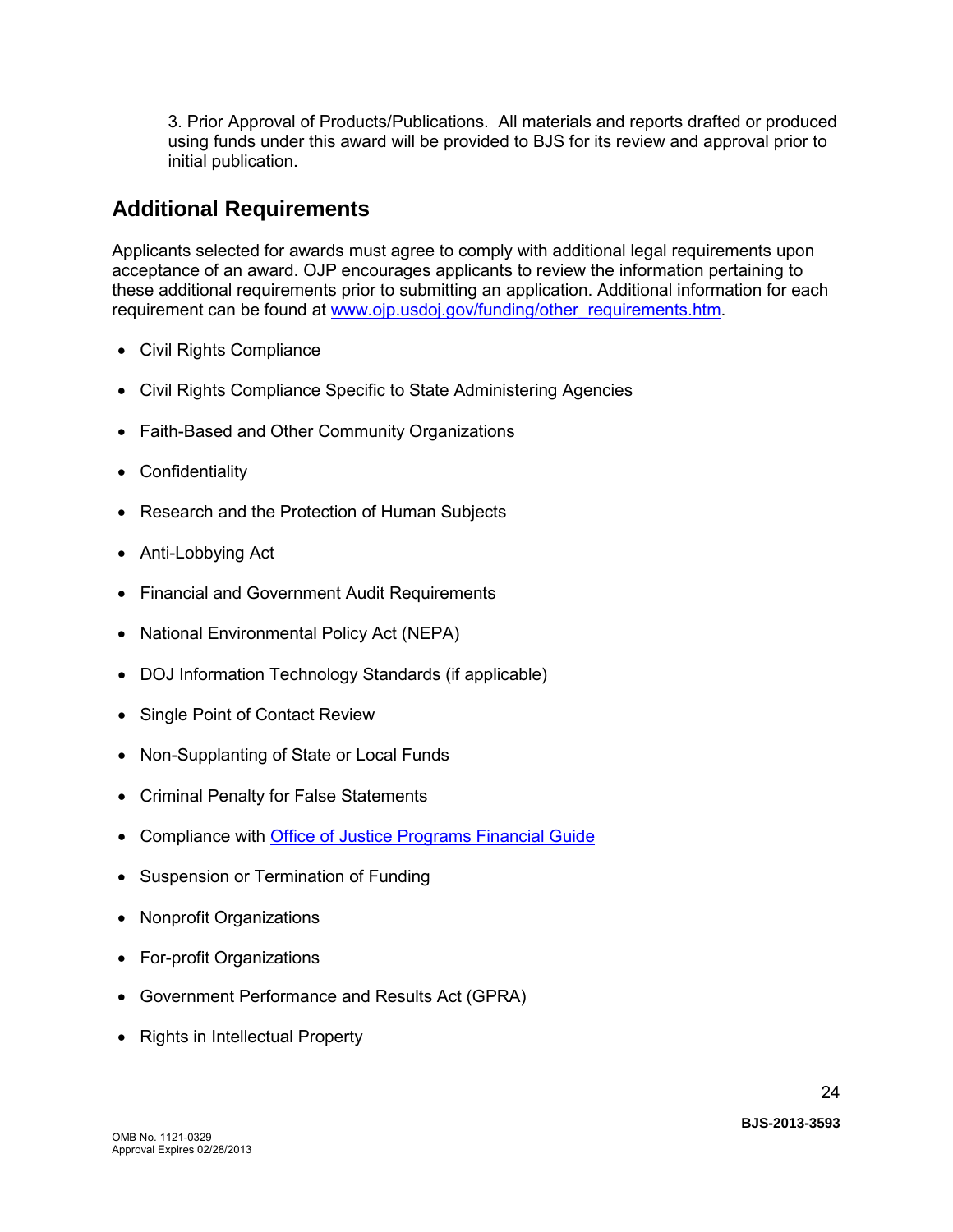3. Prior Approval of Products/Publications. All materials and reports drafted or produced using funds under this award will be provided to BJS for its review and approval prior to initial publication.

## Additional Requirements

Applicants selected for awards must agree to comply with additional legal requirements upon acceptance of an award. OJP encourages applicants to review the information pertaining to these additional requirements prior to submitting an application. Additional information for each requirement can be found at [www.ojp.usdoj.gov/funding/other_requirements.htm](http://www.ojp.usdoj.gov/funding/other_requirements.htm).

- Civil Rights Compliance
- Civil Rights Compliance Specific to State Administering Agencies
- Faith-Based and Other Community Organizations
- Confidentiality
- Research and the Protection of Human Subjects
- Anti-Lobbying Act
- Financial and Government Audit Requirements
- National Environmental Policy Act (NEPA)
- DOJ Information Technology Standards (if applicable)
- Single Point of Contact Review
- Non-Supplanting of State or Local Funds
- Criminal Penalty for False Statements
- Compliance with Office of Justice Programs Financial Guide
- Suspension or Termination of Funding
- Nonprofit Organizations
- For-profit Organizations
- Government Performance and Results Act (GPRA)
- Rights in Intellectual Property

**BJS-2013-3593**

OMB No. 1121-0329
Approval Expires 02/28/2013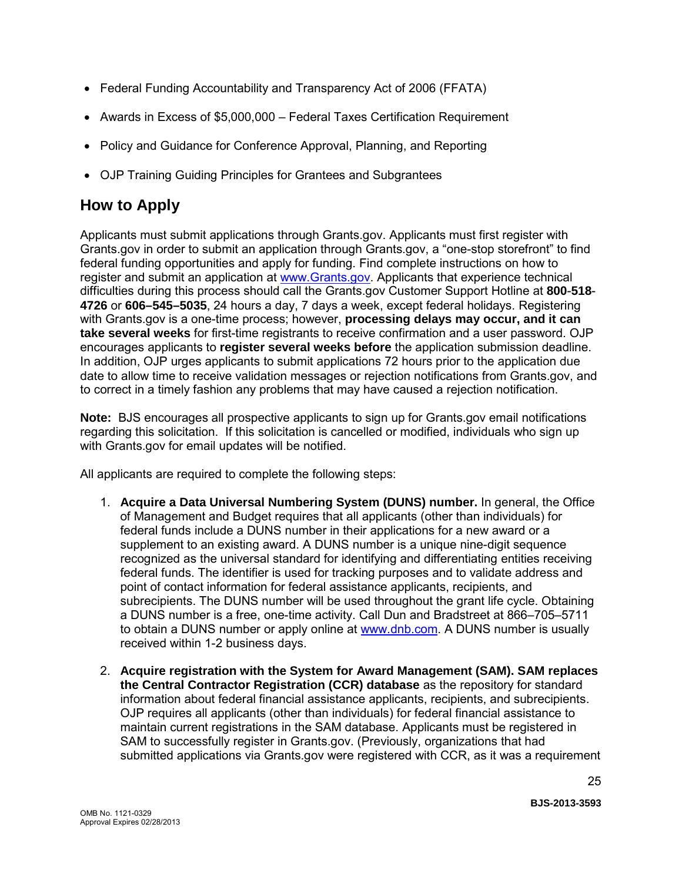- Federal Funding Accountability and Transparency Act of 2006 (FFATA)
- Awards in Excess of $5,000,000 – Federal Taxes Certification Requirement
- Policy and Guidance for Conference Approval, Planning, and Reporting
- OJP Training Guiding Principles for Grantees and Subgrantees

## How to Apply

Applicants must submit applications through Grants.gov. Applicants must first register with Grants.gov in order to submit an application through Grants.gov, a "one-stop storefront" to find federal funding opportunities and apply for funding. Find complete instructions on how to register and submit an application at [www.Grants.gov](http://www.Grants.gov). Applicants that experience technical difficulties during this process should call the Grants.gov Customer Support Hotline at **800-518-4726** or **606–545–5035**, 24 hours a day, 7 days a week, except federal holidays. Registering with Grants.gov is a one-time process; however, **processing delays may occur, and it can take several weeks** for first-time registrants to receive confirmation and a user password. OJP encourages applicants to **register several weeks before** the application submission deadline. In addition, OJP urges applicants to submit applications 72 hours prior to the application due date to allow time to receive validation messages or rejection notifications from Grants.gov, and to correct in a timely fashion any problems that may have caused a rejection notification.

**Note:** BJS encourages all prospective applicants to sign up for Grants.gov email notifications regarding this solicitation. If this solicitation is cancelled or modified, individuals who sign up with Grants.gov for email updates will be notified.

All applicants are required to complete the following steps:

1. **Acquire a Data Universal Numbering System (DUNS) number.** In general, the Office of Management and Budget requires that all applicants (other than individuals) for federal funds include a DUNS number in their applications for a new award or a supplement to an existing award. A DUNS number is a unique nine-digit sequence recognized as the universal standard for identifying and differentiating entities receiving federal funds. The identifier is used for tracking purposes and to validate address and point of contact information for federal assistance applicants, recipients, and subrecipients. The DUNS number will be used throughout the grant life cycle. Obtaining a DUNS number is a free, one-time activity. Call Dun and Bradstreet at 866–705–5711 to obtain a DUNS number or apply online at [www.dnb.com](http://www.dnb.com). A DUNS number is usually received within 1-2 business days.

2. **Acquire registration with the System for Award Management (SAM). SAM replaces the Central Contractor Registration (CCR) database** as the repository for standard information about federal financial assistance applicants, recipients, and subrecipients. OJP requires all applicants (other than individuals) for federal financial assistance to maintain current registrations in the SAM database. Applicants must be registered in SAM to successfully register in Grants.gov. (Previously, organizations that had submitted applications via Grants.gov were registered with CCR, as it was a requirement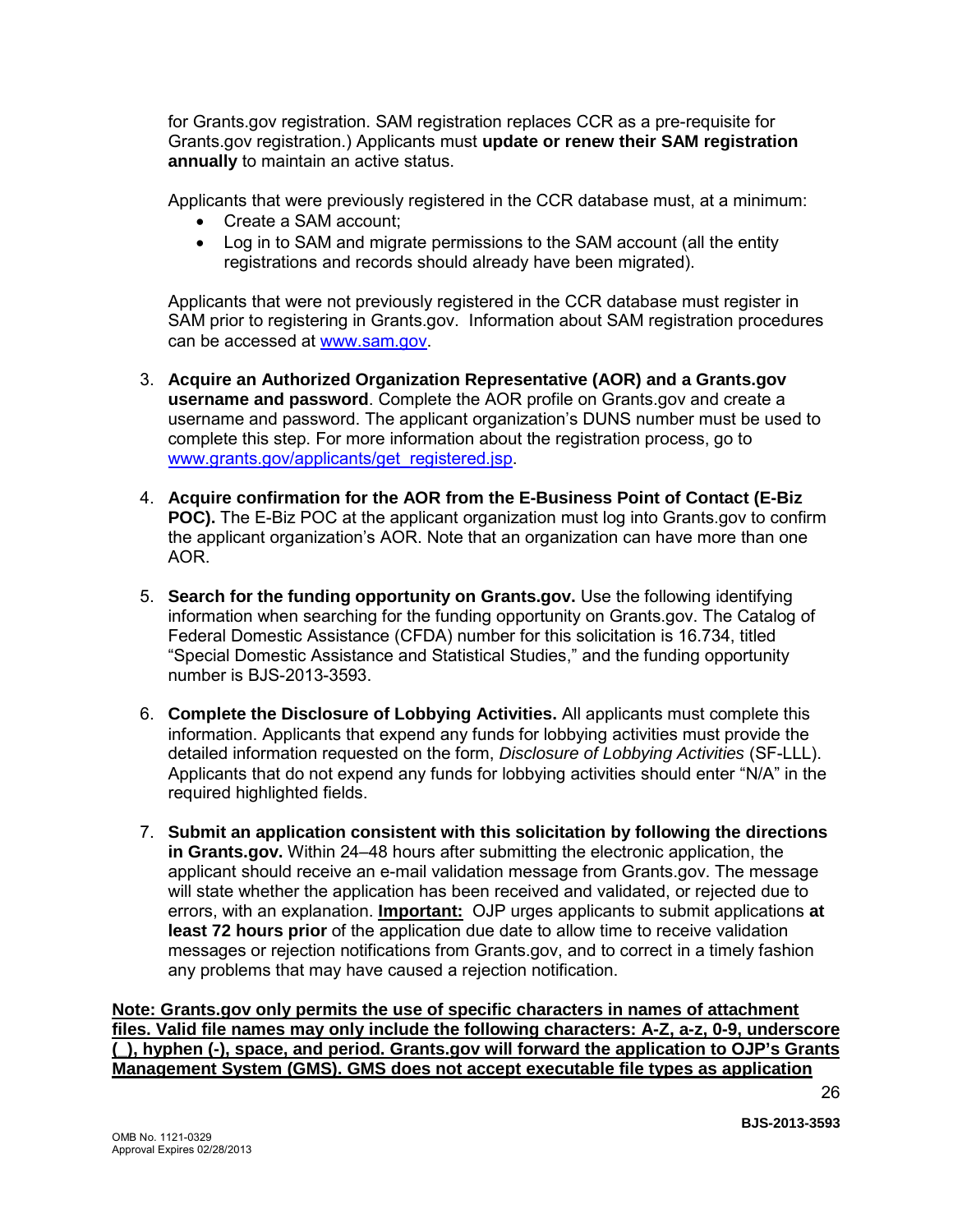for Grants.gov registration. SAM registration replaces CCR as a pre-requisite for Grants.gov registration.) Applicants must **update or renew their SAM registration annually** to maintain an active status.

Applicants that were previously registered in the CCR database must, at a minimum:

- Create a SAM account;
- Log in to SAM and migrate permissions to the SAM account (all the entity registrations and records should already have been migrated).

Applicants that were not previously registered in the CCR database must register in SAM prior to registering in Grants.gov. Information about SAM registration procedures can be accessed at [www.sam.gov](www.sam.gov).

3. **Acquire an Authorized Organization Representative (AOR) and a Grants.gov username and password**. Complete the AOR profile on Grants.gov and create a username and password. The applicant organization's DUNS number must be used to complete this step. For more information about the registration process, go to [www.grants.gov/applicants/get_registered.jsp](www.grants.gov/applicants/get_registered.jsp).

4. **Acquire confirmation for the AOR from the E-Business Point of Contact (E-Biz POC).** The E-Biz POC at the applicant organization must log into Grants.gov to confirm the applicant organization's AOR. Note that an organization can have more than one AOR.

5. **Search for the funding opportunity on Grants.gov.** Use the following identifying information when searching for the funding opportunity on Grants.gov. The Catalog of Federal Domestic Assistance (CFDA) number for this solicitation is 16.734, titled "Special Domestic Assistance and Statistical Studies," and the funding opportunity number is BJS-2013-3593.

6. **Complete the Disclosure of Lobbying Activities.** All applicants must complete this information. Applicants that expend any funds for lobbying activities must provide the detailed information requested on the form, *Disclosure of Lobbying Activities* (SF-LLL). Applicants that do not expend any funds for lobbying activities should enter "N/A" in the required highlighted fields.

7. **Submit an application consistent with this solicitation by following the directions in Grants.gov.** Within 24–48 hours after submitting the electronic application, the applicant should receive an e-mail validation message from Grants.gov. The message will state whether the application has been received and validated, or rejected due to errors, with an explanation. **Important:** OJP urges applicants to submit applications **at least 72 hours prior** of the application due date to allow time to receive validation messages or rejection notifications from Grants.gov, and to correct in a timely fashion any problems that may have caused a rejection notification.

**Note: Grants.gov only permits the use of specific characters in names of attachment files. Valid file names may only include the following characters: A-Z, a-z, 0-9, underscore (_), hyphen (-), space, and period. Grants.gov will forward the application to OJP's Grants Management System (GMS). GMS does not accept executable file types as application**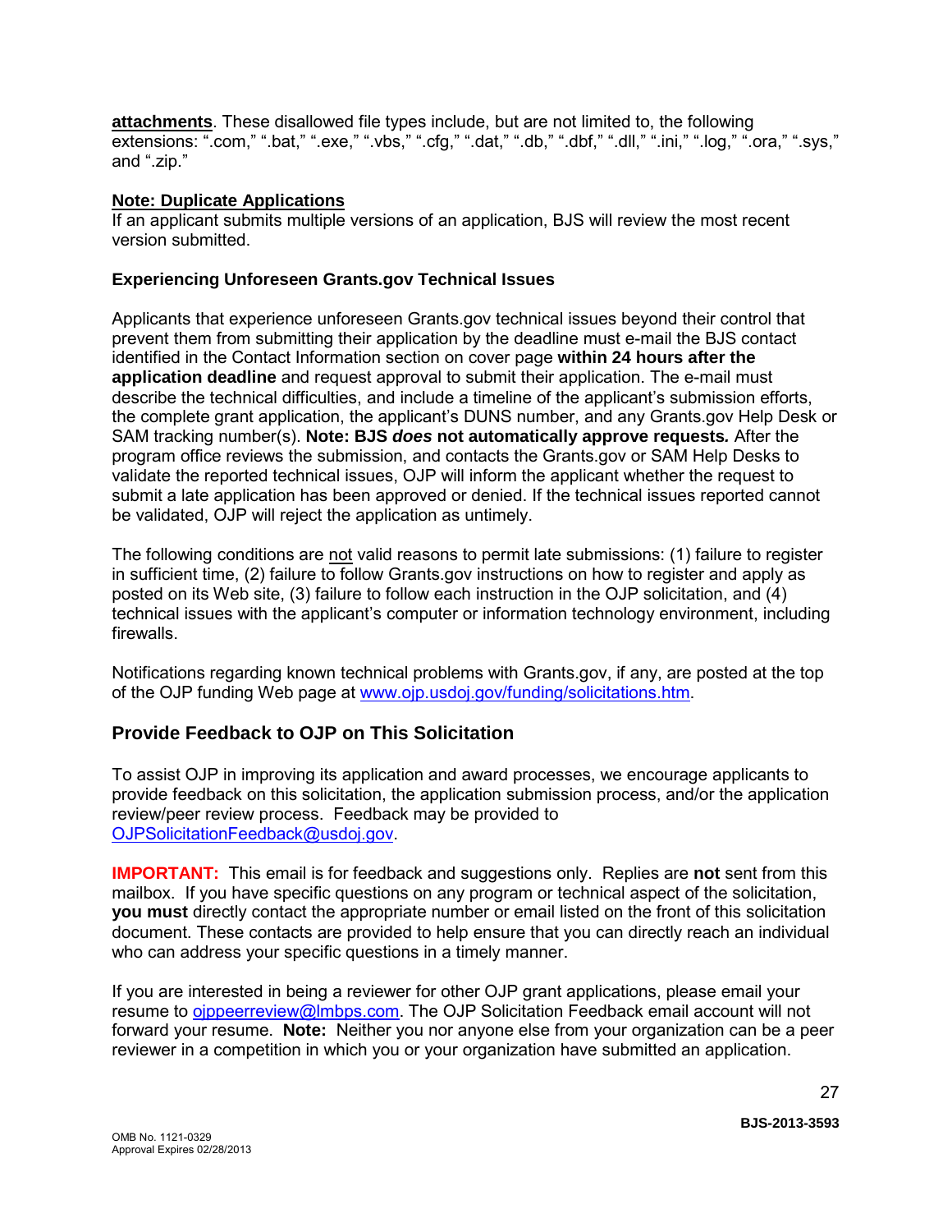**attachments**. These disallowed file types include, but are not limited to, the following extensions: ".com," ".bat," ".exe," ".vbs," ".cfg," ".dat," ".db," ".dbf," ".dll," ".ini," ".log," ".ora," ".sys," and ".zip."

**Note: Duplicate Applications**

If an applicant submits multiple versions of an application, BJS will review the most recent version submitted.

**Experiencing Unforeseen Grants.gov Technical Issues**

Applicants that experience unforeseen Grants.gov technical issues beyond their control that prevent them from submitting their application by the deadline must e-mail the BJS contact identified in the Contact Information section on cover page **within 24 hours after the application deadline** and request approval to submit their application. The e-mail must describe the technical difficulties, and include a timeline of the applicant's submission efforts, the complete grant application, the applicant's DUNS number, and any Grants.gov Help Desk or SAM tracking number(s). **Note: BJS *does* not automatically approve requests***.* After the program office reviews the submission, and contacts the Grants.gov or SAM Help Desks to validate the reported technical issues, OJP will inform the applicant whether the request to submit a late application has been approved or denied. If the technical issues reported cannot be validated, OJP will reject the application as untimely.

The following conditions are not valid reasons to permit late submissions: (1) failure to register in sufficient time, (2) failure to follow Grants.gov instructions on how to register and apply as posted on its Web site, (3) failure to follow each instruction in the OJP solicitation, and (4) technical issues with the applicant's computer or information technology environment, including firewalls.

Notifications regarding known technical problems with Grants.gov, if any, are posted at the top of the OJP funding Web page at www.ojp.usdoj.gov/funding/solicitations.htm.

## Provide Feedback to OJP on This Solicitation

To assist OJP in improving its application and award processes, we encourage applicants to provide feedback on this solicitation, the application submission process, and/or the application review/peer review process. Feedback may be provided to OJPSolicitationFeedback@usdoj.gov.

**IMPORTANT:** This email is for feedback and suggestions only. Replies are **not** sent from this mailbox. If you have specific questions on any program or technical aspect of the solicitation, **you must** directly contact the appropriate number or email listed on the front of this solicitation document. These contacts are provided to help ensure that you can directly reach an individual who can address your specific questions in a timely manner.

If you are interested in being a reviewer for other OJP grant applications, please email your resume to ojppeerreview@lmbps.com. The OJP Solicitation Feedback email account will not forward your resume. **Note:** Neither you nor anyone else from your organization can be a peer reviewer in a competition in which you or your organization have submitted an application.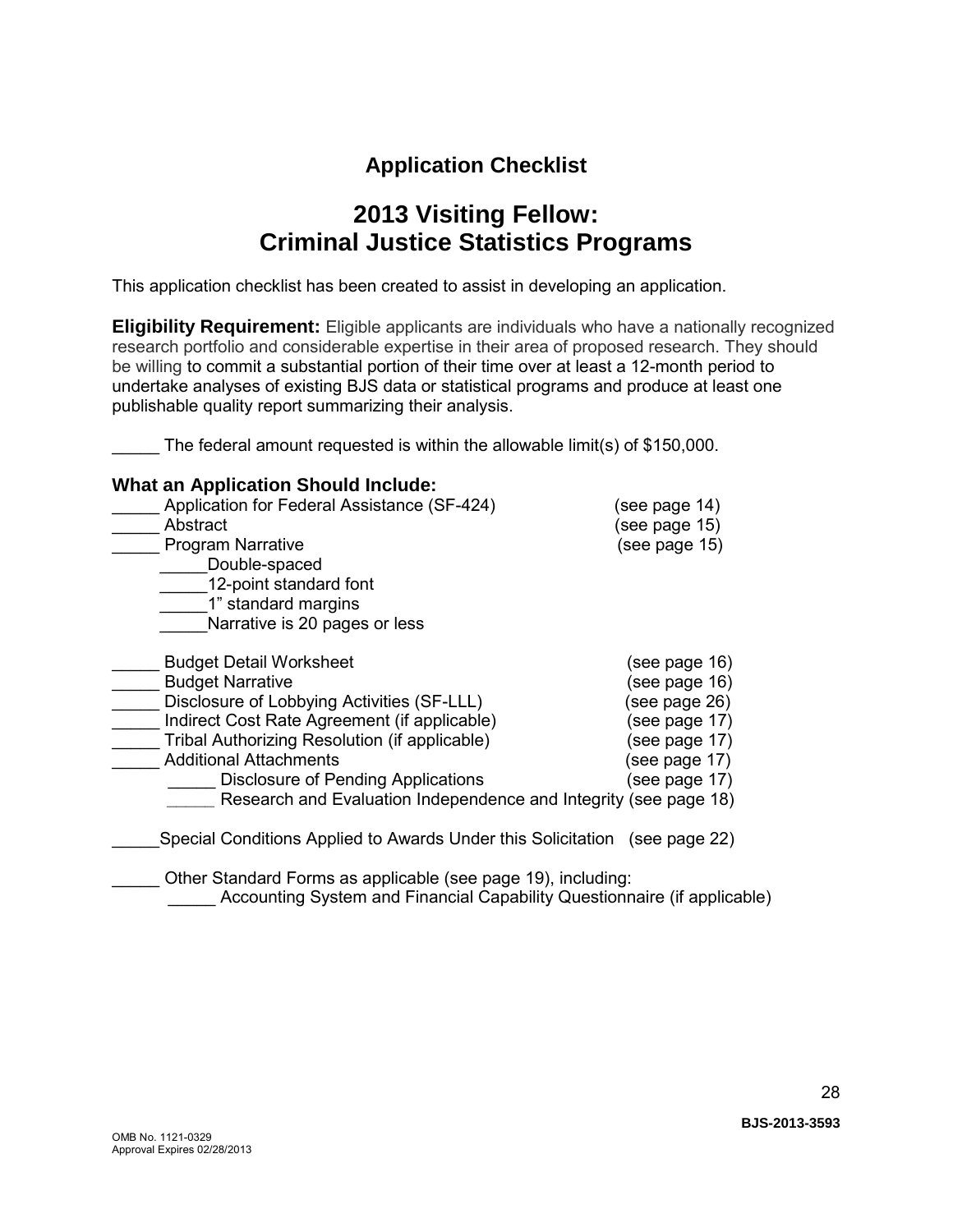## Application Checklist

# 2013 Visiting Fellow: Criminal Justice Statistics Programs

This application checklist has been created to assist in developing an application.

**Eligibility Requirement:** Eligible applicants are individuals who have a nationally recognized research portfolio and considerable expertise in their area of proposed research. They should be willing to commit a substantial portion of their time over at least a 12-month period to undertake analyses of existing BJS data or statistical programs and produce at least one publishable quality report summarizing their analysis.

_____ The federal amount requested is within the allowable limit(s) of $150,000.

### What an Application Should Include:

_____ Application for Federal Assistance (SF-424) (see page 14)
_____ Abstract (see page 15)
_____ Program Narrative (see page 15)
  _____Double-spaced
  _____12-point standard font
  _____1" standard margins
  _____Narrative is 20 pages or less

_____ Budget Detail Worksheet (see page 16)
_____ Budget Narrative (see page 16)
_____ Disclosure of Lobbying Activities (SF-LLL) (see page 26)
_____ Indirect Cost Rate Agreement (if applicable) (see page 17)
_____ Tribal Authorizing Resolution (if applicable) (see page 17)
_____ Additional Attachments (see page 17)
  _____ Disclosure of Pending Applications (see page 17)
  _____ Research and Evaluation Independence and Integrity (see page 18)

_____Special Conditions Applied to Awards Under this Solicitation (see page 22)

_____ Other Standard Forms as applicable (see page 19), including:
  _____ Accounting System and Financial Capability Questionnaire (if applicable)

BJS-2013-3593

OMB No. 1121-0329
Approval Expires 02/28/2013